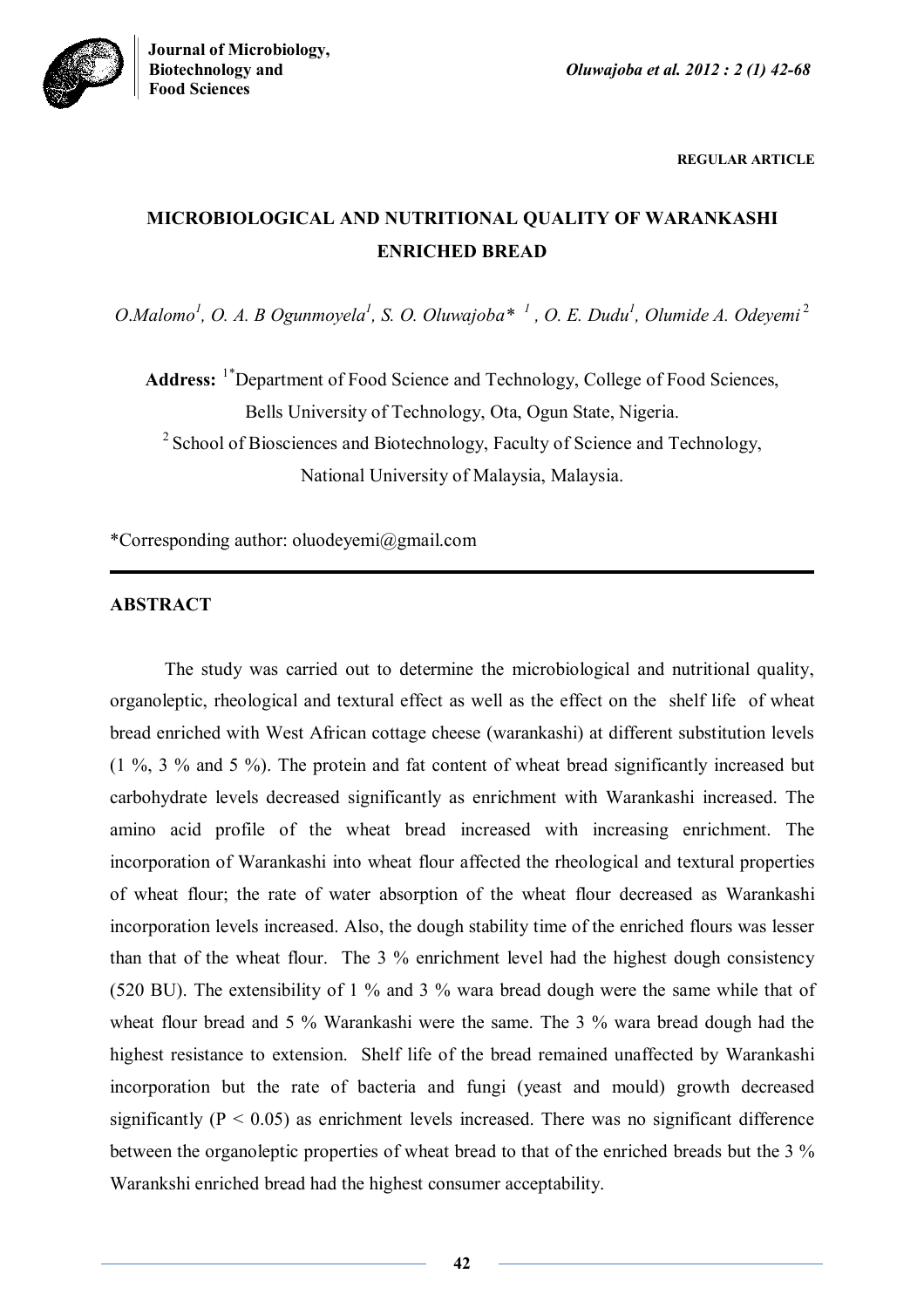REGULAR ARTICLE

# MICROBIOLOGICAL AND NUTRITIONAL QUALITY OF WARANKASHI ENRICHED BREAD

*O.Malomo[1], O. A. B Ogunmoyela[1], S. O. Oluwajoba* [1], O. E. Dudu[1], Olumide A. Odeyemi[2]*

**Address:** [1*]Department of Food Science and Technology, College of Food Sciences, Bells University of Technology, Ota, Ogun State, Nigeria.
[2] School of Biosciences and Biotechnology, Faculty of Science and Technology, National University of Malaysia, Malaysia.

*Corresponding author: oluodeyemi@gmail.com

## ABSTRACT

The study was carried out to determine the microbiological and nutritional quality, organoleptic, rheological and textural effect as well as the effect on the shelf life of wheat bread enriched with West African cottage cheese (warankashi) at different substitution levels (1 %, 3 % and 5 %). The protein and fat content of wheat bread significantly increased but carbohydrate levels decreased significantly as enrichment with Warankashi increased. The amino acid profile of the wheat bread increased with increasing enrichment. The incorporation of Warankashi into wheat flour affected the rheological and textural properties of wheat flour; the rate of water absorption of the wheat flour decreased as Warankashi incorporation levels increased. Also, the dough stability time of the enriched flours was lesser than that of the wheat flour. The 3 % enrichment level had the highest dough consistency (520 BU). The extensibility of 1 % and 3 % wara bread dough were the same while that of wheat flour bread and 5 % Warankashi were the same. The 3 % wara bread dough had the highest resistance to extension. Shelf life of the bread remained unaffected by Warankashi incorporation but the rate of bacteria and fungi (yeast and mould) growth decreased significantly ($P < 0.05$) as enrichment levels increased. There was no significant difference between the organoleptic properties of wheat bread to that of the enriched breads but the 3 % Warankshi enriched bread had the highest consumer acceptability.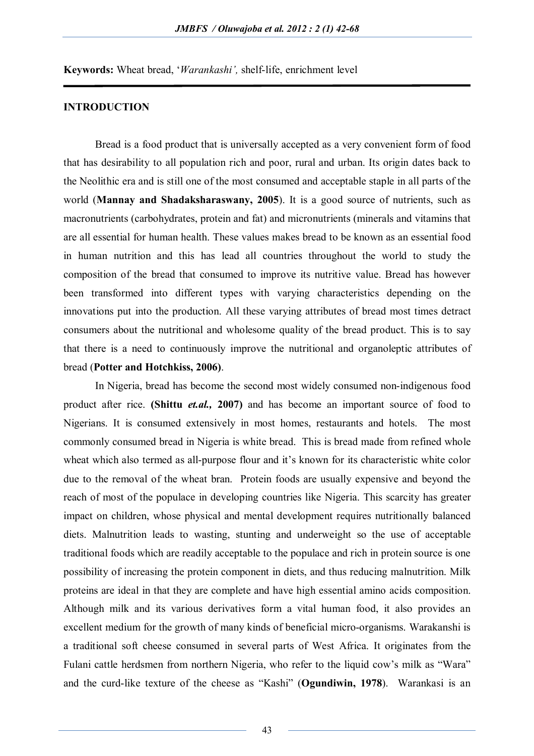**Keywords:** Wheat bread, '*Warankashi',* shelf-life, enrichment level

## INTRODUCTION

Bread is a food product that is universally accepted as a very convenient form of food that has desirability to all population rich and poor, rural and urban. Its origin dates back to the Neolithic era and is still one of the most consumed and acceptable staple in all parts of the world (**Mannay and Shadaksharaswany, 2005**). It is a good source of nutrients, such as macronutrients (carbohydrates, protein and fat) and micronutrients (minerals and vitamins that are all essential for human health. These values makes bread to be known as an essential food in human nutrition and this has lead all countries throughout the world to study the composition of the bread that consumed to improve its nutritive value. Bread has however been transformed into different types with varying characteristics depending on the innovations put into the production. All these varying attributes of bread most times detract consumers about the nutritional and wholesome quality of the bread product. This is to say that there is a need to continuously improve the nutritional and organoleptic attributes of bread (**Potter and Hotchkiss, 2006)**.

In Nigeria, bread has become the second most widely consumed non-indigenous food product after rice. **(Shittu *et.al.,* 2007)** and has become an important source of food to Nigerians. It is consumed extensively in most homes, restaurants and hotels. The most commonly consumed bread in Nigeria is white bread. This is bread made from refined whole wheat which also termed as all-purpose flour and it's known for its characteristic white color due to the removal of the wheat bran. Protein foods are usually expensive and beyond the reach of most of the populace in developing countries like Nigeria. This scarcity has greater impact on children, whose physical and mental development requires nutritionally balanced diets. Malnutrition leads to wasting, stunting and underweight so the use of acceptable traditional foods which are readily acceptable to the populace and rich in protein source is one possibility of increasing the protein component in diets, and thus reducing malnutrition. Milk proteins are ideal in that they are complete and have high essential amino acids composition. Although milk and its various derivatives form a vital human food, it also provides an excellent medium for the growth of many kinds of beneficial micro-organisms. Warakanshi is a traditional soft cheese consumed in several parts of West Africa. It originates from the Fulani cattle herdsmen from northern Nigeria, who refer to the liquid cow's milk as "Wara" and the curd-like texture of the cheese as "Kashi" (**Ogundiwin, 1978**). Warankasi is an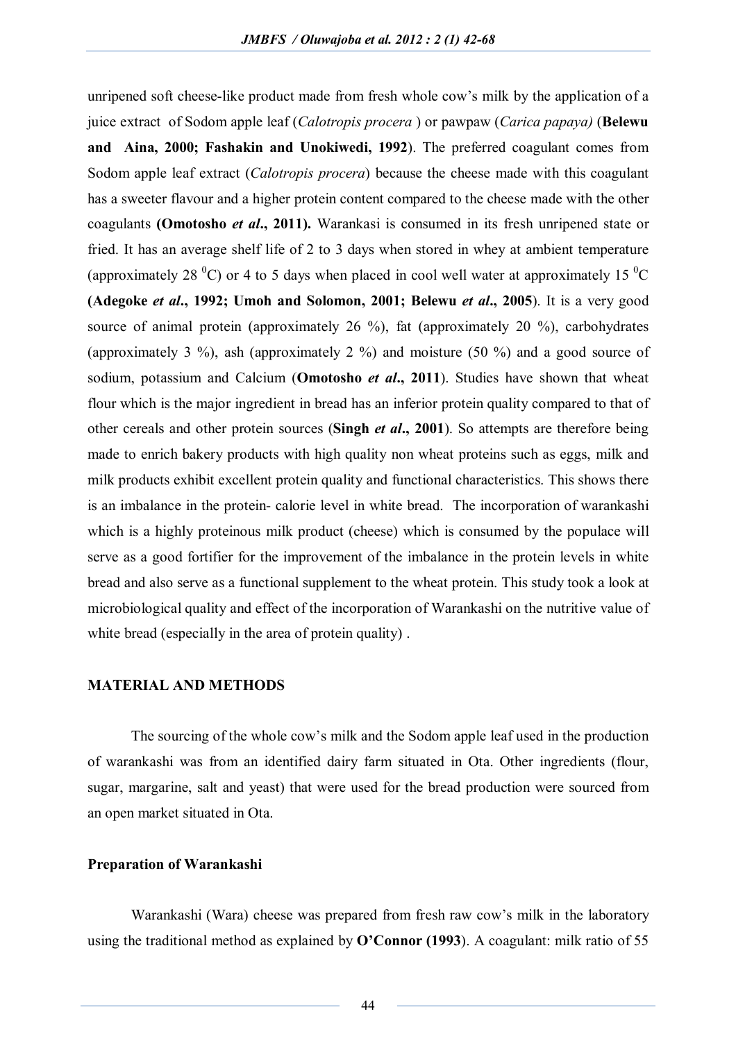unripened soft cheese-like product made from fresh whole cow's milk by the application of a juice extract of Sodom apple leaf (*Calotropis procera* ) or pawpaw (*Carica papaya)* (**Belewu and Aina, 2000; Fashakin and Unokiwedi, 1992**). The preferred coagulant comes from Sodom apple leaf extract (*Calotropis procera*) because the cheese made with this coagulant has a sweeter flavour and a higher protein content compared to the cheese made with the other coagulants **(Omotosho *et al*., 2011).** Warankasi is consumed in its fresh unripened state or fried. It has an average shelf life of 2 to 3 days when stored in whey at ambient temperature (approximately 28 $^{0}$C) or 4 to 5 days when placed in cool well water at approximately 15 $^{0}$C **(Adegoke *et al*., 1992; Umoh and Solomon, 2001; Belewu *et al*., 2005**). It is a very good source of animal protein (approximately 26 %), fat (approximately 20 %), carbohydrates (approximately 3 %), ash (approximately 2 %) and moisture (50 %) and a good source of sodium, potassium and Calcium (**Omotosho *et al*., 2011**). Studies have shown that wheat flour which is the major ingredient in bread has an inferior protein quality compared to that of other cereals and other protein sources (**Singh *et al*., 2001**). So attempts are therefore being made to enrich bakery products with high quality non wheat proteins such as eggs, milk and milk products exhibit excellent protein quality and functional characteristics. This shows there is an imbalance in the protein- calorie level in white bread. The incorporation of warankashi which is a highly proteinous milk product (cheese) which is consumed by the populace will serve as a good fortifier for the improvement of the imbalance in the protein levels in white bread and also serve as a functional supplement to the wheat protein. This study took a look at microbiological quality and effect of the incorporation of Warankashi on the nutritive value of white bread (especially in the area of protein quality) .

## MATERIAL AND METHODS

The sourcing of the whole cow's milk and the Sodom apple leaf used in the production of warankashi was from an identified dairy farm situated in Ota. Other ingredients (flour, sugar, margarine, salt and yeast) that were used for the bread production were sourced from an open market situated in Ota.

### Preparation of Warankashi

Warankashi (Wara) cheese was prepared from fresh raw cow's milk in the laboratory using the traditional method as explained by **O'Connor (1993**). A coagulant: milk ratio of 55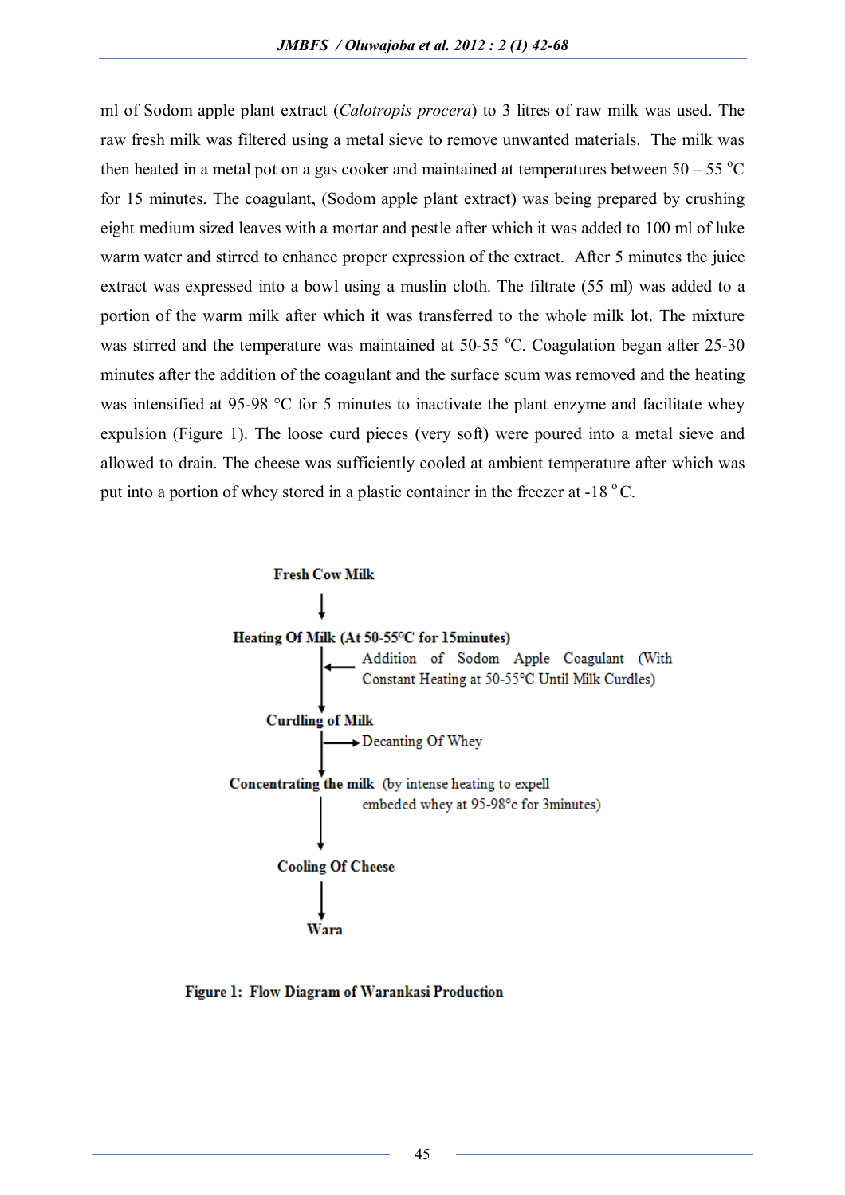ml of Sodom apple plant extract (*Calotropis procera*) to 3 litres of raw milk was used. The raw fresh milk was filtered using a metal sieve to remove unwanted materials. The milk was then heated in a metal pot on a gas cooker and maintained at temperatures between 50 – 55 °C for 15 minutes. The coagulant, (Sodom apple plant extract) was being prepared by crushing eight medium sized leaves with a mortar and pestle after which it was added to 100 ml of luke warm water and stirred to enhance proper expression of the extract. After 5 minutes the juice extract was expressed into a bowl using a muslin cloth. The filtrate (55 ml) was added to a portion of the warm milk after which it was transferred to the whole milk lot. The mixture was stirred and the temperature was maintained at 50-55 °C. Coagulation began after 25-30 minutes after the addition of the coagulant and the surface scum was removed and the heating was intensified at 95-98 °C for 5 minutes to inactivate the plant enzyme and facilitate whey expulsion (Figure 1). The loose curd pieces (very soft) were poured into a metal sieve and allowed to drain. The cheese was sufficiently cooled at ambient temperature after which was put into a portion of whey stored in a plastic container in the freezer at -18 °C.

**Fresh Cow Milk**

↓

**Heating Of Milk (At 50-55°C for 15minutes)**

← Addition of Sodom Apple Coagulant (With Constant Heating at 50-55°C Until Milk Curdles)

↓

**Curdling of Milk**

→ Decanting Of Whey

↓

**Concentrating the milk** (by intense heating to expell embeded whey at 95-98°c for 3minutes)

↓

**Cooling Of Cheese**

↓

**Wara**

**Figure 1: Flow Diagram of Warankasi Production**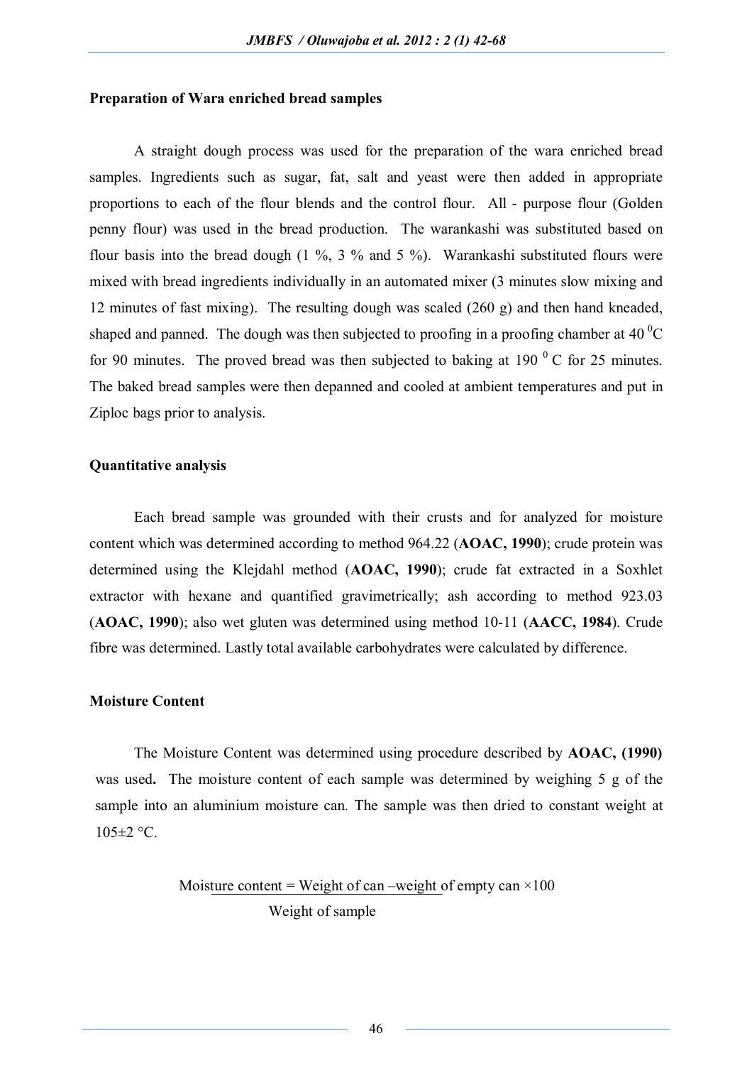**Preparation of Wara enriched bread samples**

A straight dough process was used for the preparation of the wara enriched bread samples. Ingredients such as sugar, fat, salt and yeast were then added in appropriate proportions to each of the flour blends and the control flour. All - purpose flour (Golden penny flour) was used in the bread production. The warankashi was substituted based on flour basis into the bread dough (1 %, 3 % and 5 %). Warankashi substituted flours were mixed with bread ingredients individually in an automated mixer (3 minutes slow mixing and 12 minutes of fast mixing). The resulting dough was scaled (260 g) and then hand kneaded, shaped and panned. The dough was then subjected to proofing in a proofing chamber at 40 $^0$C for 90 minutes. The proved bread was then subjected to baking at 190 $^0$ C for 25 minutes. The baked bread samples were then depanned and cooled at ambient temperatures and put in Ziploc bags prior to analysis.

**Quantitative analysis**

Each bread sample was grounded with their crusts and for analyzed for moisture content which was determined according to method 964.22 (**AOAC, 1990**); crude protein was determined using the Klejdahl method (**AOAC, 1990**); crude fat extracted in a Soxhlet extractor with hexane and quantified gravimetrically; ash according to method 923.03 (**AOAC, 1990**); also wet gluten was determined using method 10-11 (**AACC, 1984**). Crude fibre was determined. Lastly total available carbohydrates were calculated by difference.

**Moisture Content**

The Moisture Content was determined using procedure described by **AOAC, (1990)** was used**.** The moisture content of each sample was determined by weighing 5 g of the sample into an aluminium moisture can. The sample was then dried to constant weight at 105±2 °C.

$$\text{Moisture content} = \frac{\text{Weight of can} - \text{weight of empty can}}{\text{Weight of sample}} \times 100$$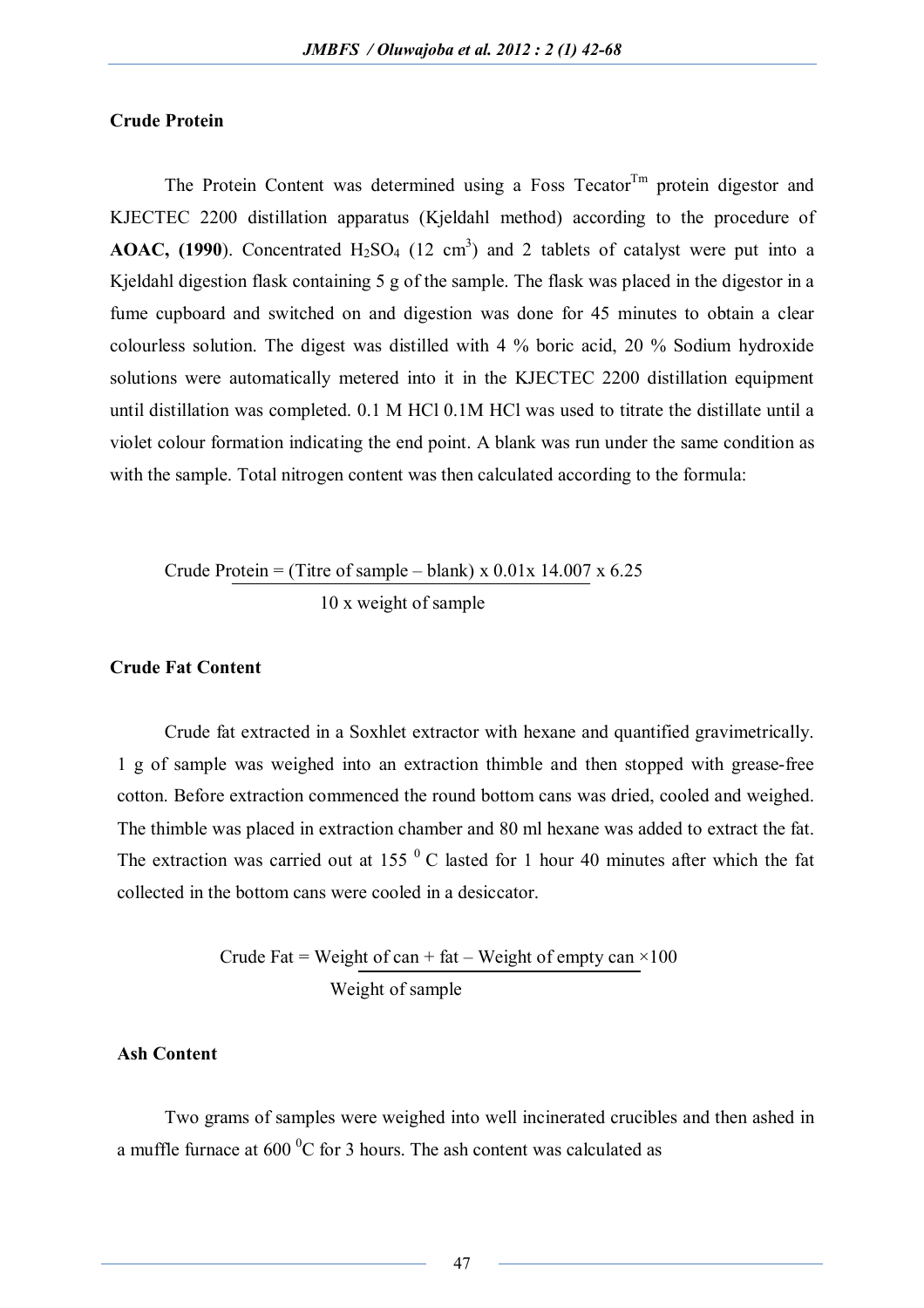**Crude Protein**

The Protein Content was determined using a Foss Tecator[Tm] protein digestor and KJECTEC 2200 distillation apparatus (Kjeldahl method) according to the procedure of **AOAC, (1990**). Concentrated $H_2SO_4$ (12 $cm^3$) and 2 tablets of catalyst were put into a Kjeldahl digestion flask containing 5 g of the sample. The flask was placed in the digestor in a fume cupboard and switched on and digestion was done for 45 minutes to obtain a clear colourless solution. The digest was distilled with 4 % boric acid, 20 % Sodium hydroxide solutions were automatically metered into it in the KJECTEC 2200 distillation equipment until distillation was completed. 0.1 M HCl 0.1M HCl was used to titrate the distillate until a violet colour formation indicating the end point. A blank was run under the same condition as with the sample. Total nitrogen content was then calculated according to the formula:

$$\text{Crude Protein} = \frac{(\text{Titre of sample} - \text{blank}) \times 0.01 \times 14.007 \times 6.25}{10 \times \text{weight of sample}}$$

**Crude Fat Content**

Crude fat extracted in a Soxhlet extractor with hexane and quantified gravimetrically. 1 g of sample was weighed into an extraction thimble and then stopped with grease-free cotton. Before extraction commenced the round bottom cans was dried, cooled and weighed. The thimble was placed in extraction chamber and 80 ml hexane was added to extract the fat. The extraction was carried out at 155 $^0$C lasted for 1 hour 40 minutes after which the fat collected in the bottom cans were cooled in a desiccator.

$$\text{Crude Fat} = \frac{\text{Weight of can} + \text{fat} - \text{Weight of empty can}}{\text{Weight of sample}} \times 100$$

**Ash Content**

Two grams of samples were weighed into well incinerated crucibles and then ashed in a muffle furnace at 600 $^0$C for 3 hours. The ash content was calculated as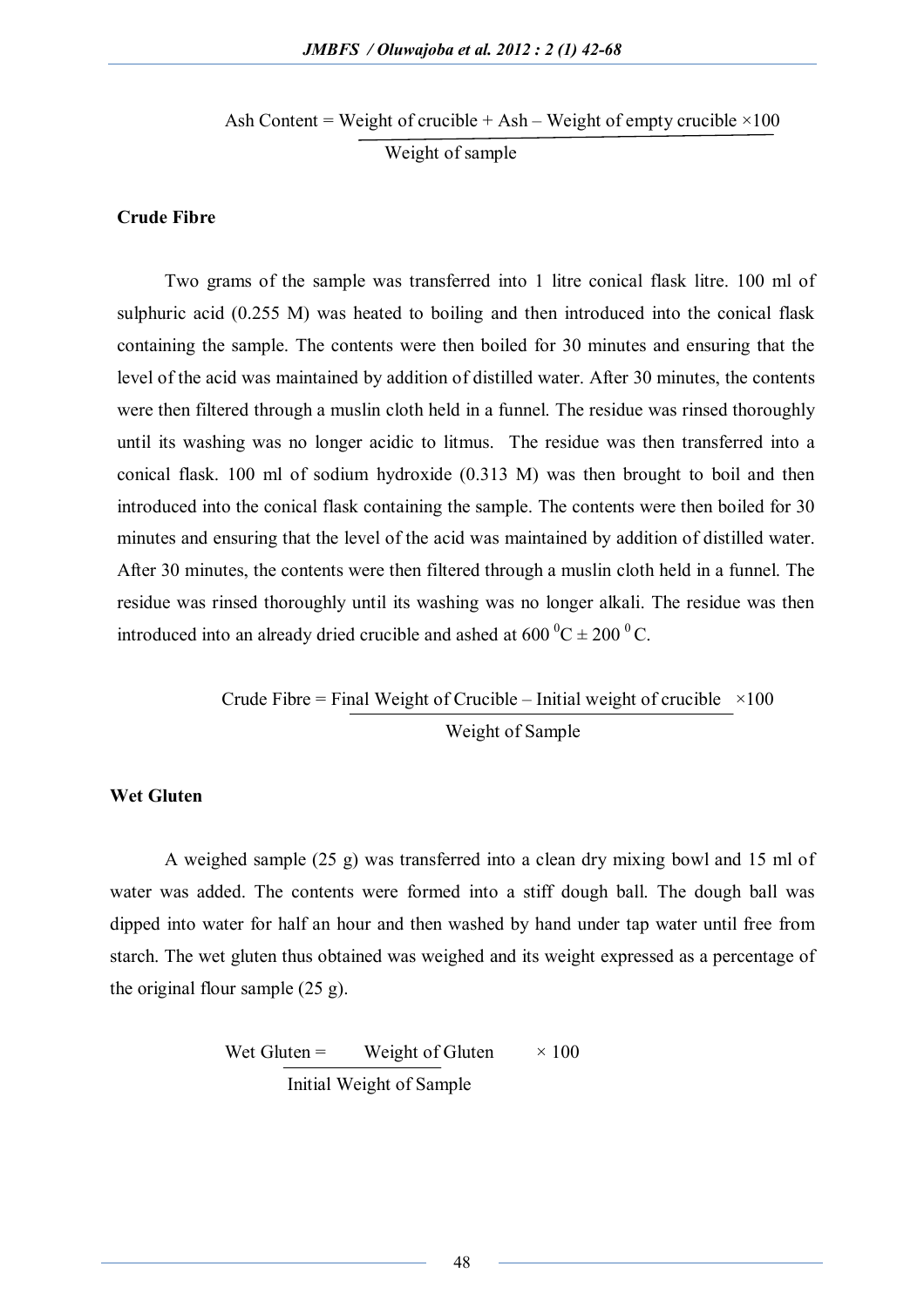$$\text{Ash Content} = \frac{\text{Weight of crucible} + \text{Ash} - \text{Weight of empty crucible} \times 100}{\text{Weight of sample}}$$

**Crude Fibre**

Two grams of the sample was transferred into 1 litre conical flask litre. 100 ml of sulphuric acid (0.255 M) was heated to boiling and then introduced into the conical flask containing the sample. The contents were then boiled for 30 minutes and ensuring that the level of the acid was maintained by addition of distilled water. After 30 minutes, the contents were then filtered through a muslin cloth held in a funnel. The residue was rinsed thoroughly until its washing was no longer acidic to litmus. The residue was then transferred into a conical flask. 100 ml of sodium hydroxide (0.313 M) was then brought to boil and then introduced into the conical flask containing the sample. The contents were then boiled for 30 minutes and ensuring that the level of the acid was maintained by addition of distilled water. After 30 minutes, the contents were then filtered through a muslin cloth held in a funnel. The residue was rinsed thoroughly until its washing was no longer alkali. The residue was then introduced into an already dried crucible and ashed at 600 $^0$C ± 200 $^0$C.

$$\text{Crude Fibre} = \frac{\text{Final Weight of Crucible} - \text{Initial weight of crucible}}{\text{Weight of Sample}} \times 100$$

**Wet Gluten**

A weighed sample (25 g) was transferred into a clean dry mixing bowl and 15 ml of water was added. The contents were formed into a stiff dough ball. The dough ball was dipped into water for half an hour and then washed by hand under tap water until free from starch. The wet gluten thus obtained was weighed and its weight expressed as a percentage of the original flour sample (25 g).

$$\text{Wet Gluten} = \frac{\text{Weight of Gluten}}{\text{Initial Weight of Sample}} \times 100$$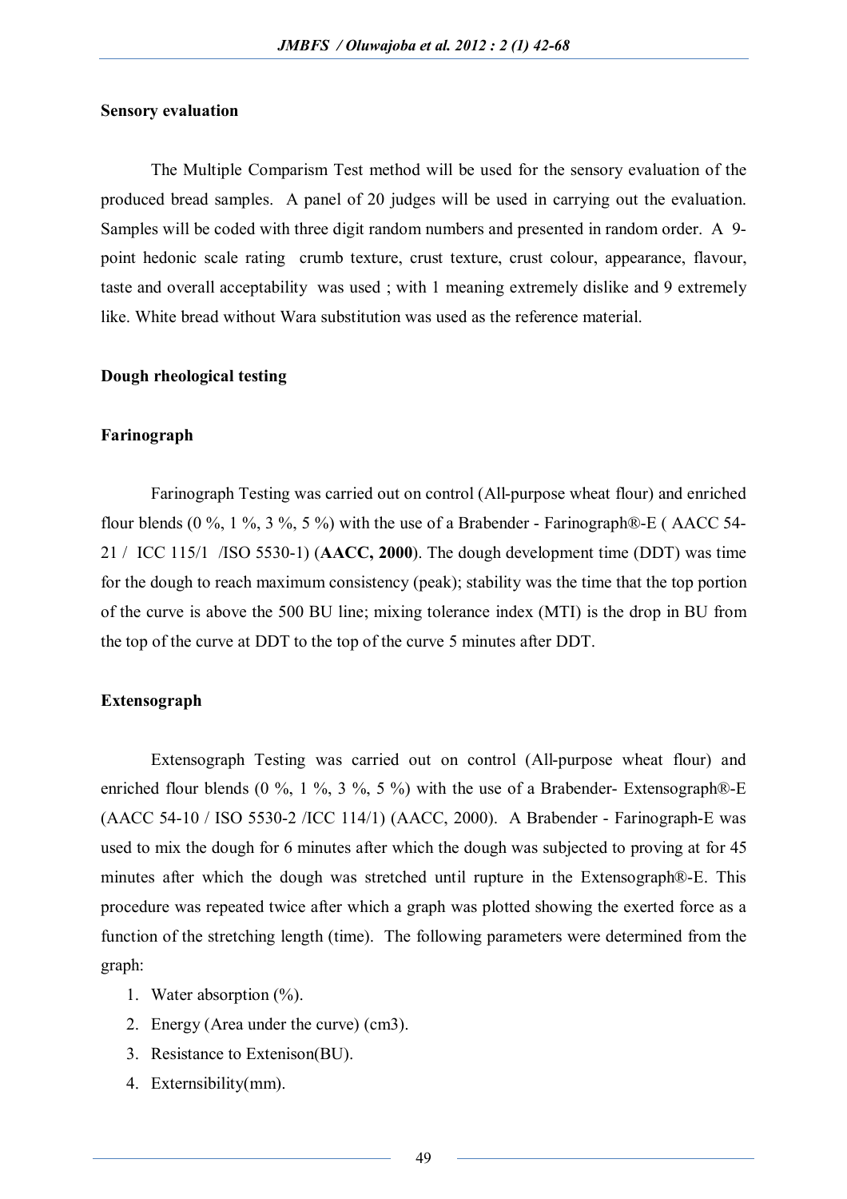### Sensory evaluation

The Multiple Comparism Test method will be used for the sensory evaluation of the produced bread samples. A panel of 20 judges will be used in carrying out the evaluation. Samples will be coded with three digit random numbers and presented in random order. A 9-point hedonic scale rating crumb texture, crust texture, crust colour, appearance, flavour, taste and overall acceptability was used ; with 1 meaning extremely dislike and 9 extremely like. White bread without Wara substitution was used as the reference material.

### Dough rheological testing

### Farinograph

Farinograph Testing was carried out on control (All-purpose wheat flour) and enriched flour blends (0 %, 1 %, 3 %, 5 %) with the use of a Brabender - Farinograph®-E ( AACC 54-21 / ICC 115/1 /ISO 5530-1) (**AACC, 2000**). The dough development time (DDT) was time for the dough to reach maximum consistency (peak); stability was the time that the top portion of the curve is above the 500 BU line; mixing tolerance index (MTI) is the drop in BU from the top of the curve at DDT to the top of the curve 5 minutes after DDT.

### Extensograph

Extensograph Testing was carried out on control (All-purpose wheat flour) and enriched flour blends (0 %, 1 %, 3 %, 5 %) with the use of a Brabender- Extensograph®-E (AACC 54-10 / ISO 5530-2 /ICC 114/1) (AACC, 2000). A Brabender - Farinograph-E was used to mix the dough for 6 minutes after which the dough was subjected to proving at for 45 minutes after which the dough was stretched until rupture in the Extensograph®-E. This procedure was repeated twice after which a graph was plotted showing the exerted force as a function of the stretching length (time). The following parameters were determined from the graph:

1. Water absorption (%).
2. Energy (Area under the curve) (cm3).
3. Resistance to Extenison(BU).
4. Externsibility(mm).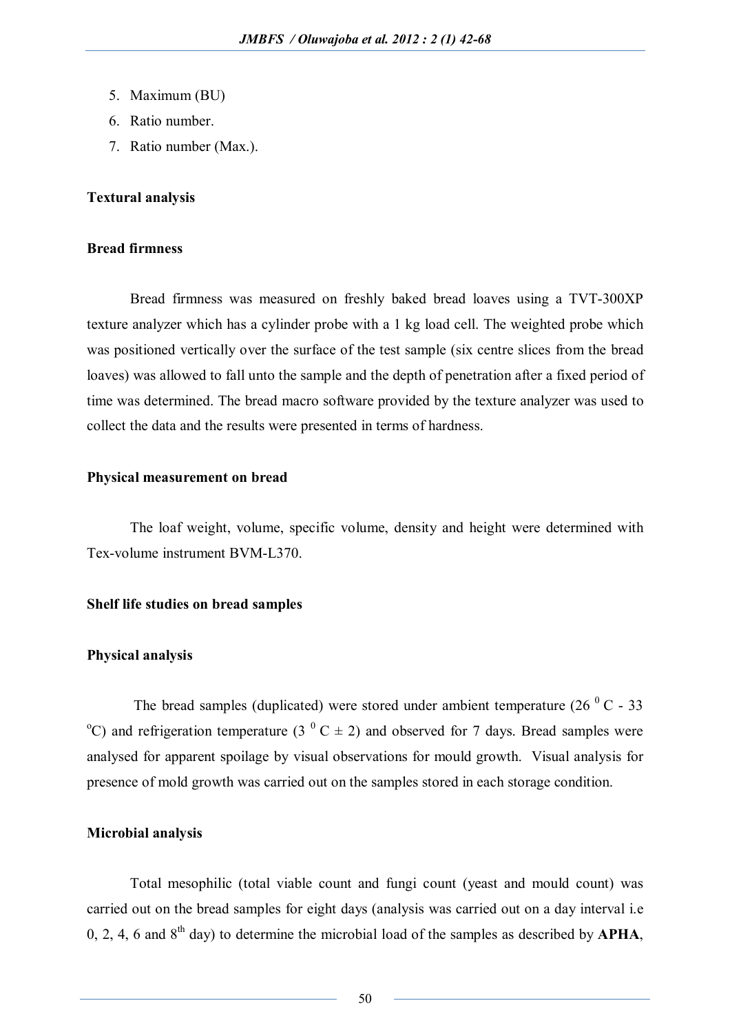5. Maximum (BU)
6. Ratio number.
7. Ratio number (Max.).

**Textural analysis**

**Bread firmness**

Bread firmness was measured on freshly baked bread loaves using a TVT-300XP texture analyzer which has a cylinder probe with a 1 kg load cell. The weighted probe which was positioned vertically over the surface of the test sample (six centre slices from the bread loaves) was allowed to fall unto the sample and the depth of penetration after a fixed period of time was determined. The bread macro software provided by the texture analyzer was used to collect the data and the results were presented in terms of hardness.

**Physical measurement on bread**

The loaf weight, volume, specific volume, density and height were determined with Tex-volume instrument BVM-L370.

**Shelf life studies on bread samples**

**Physical analysis**

The bread samples (duplicated) were stored under ambient temperature (26 $^{0}$ C - 33 $^{o}$C) and refrigeration temperature (3 $^{0}$ C ± 2) and observed for 7 days. Bread samples were analysed for apparent spoilage by visual observations for mould growth. Visual analysis for presence of mold growth was carried out on the samples stored in each storage condition.

**Microbial analysis**

Total mesophilic (total viable count and fungi count (yeast and mould count) was carried out on the bread samples for eight days (analysis was carried out on a day interval i.e 0, 2, 4, 6 and 8$^{th}$ day) to determine the microbial load of the samples as described by **APHA**,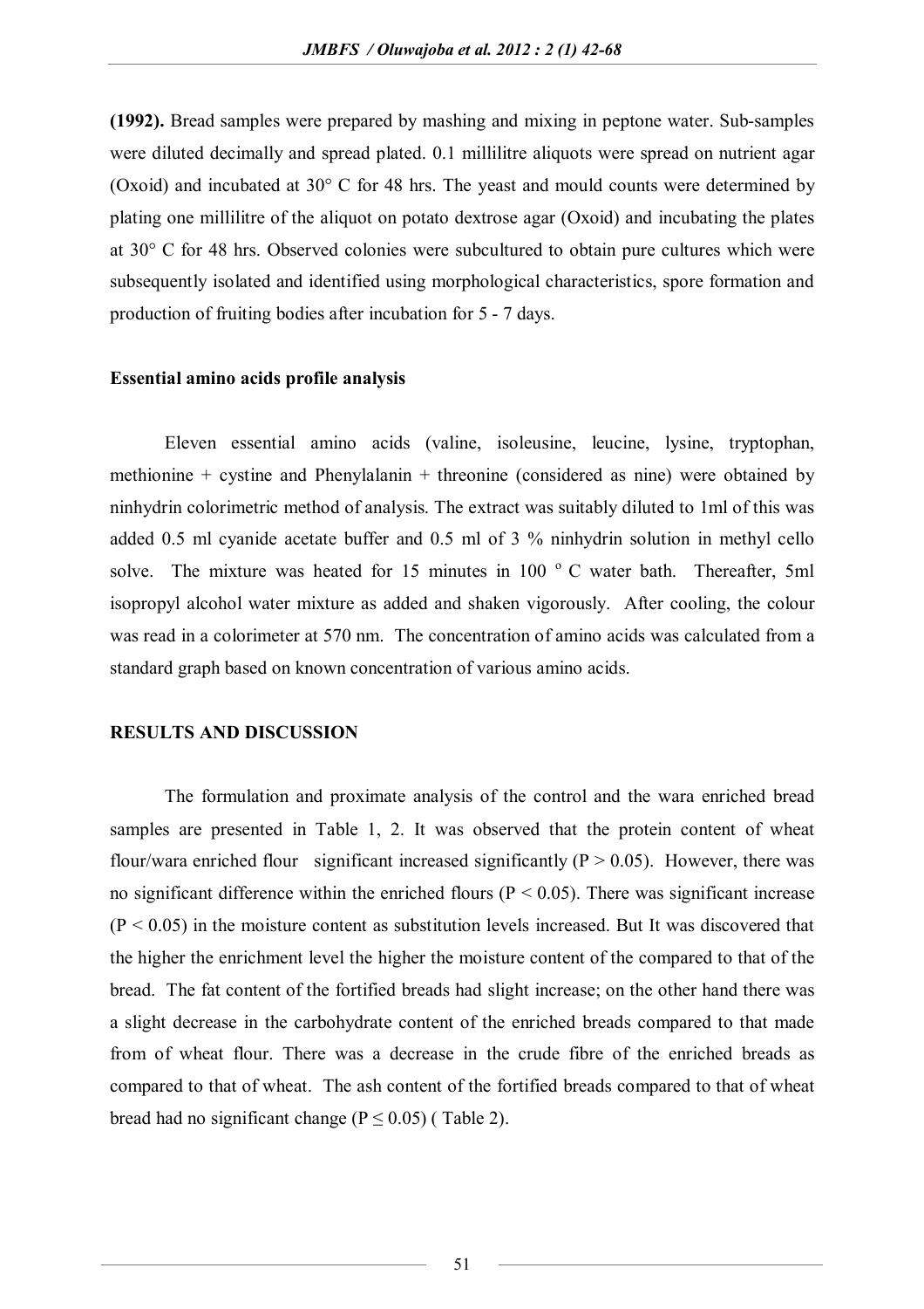**(1992).** Bread samples were prepared by mashing and mixing in peptone water. Sub-samples were diluted decimally and spread plated. 0.1 millilitre aliquots were spread on nutrient agar (Oxoid) and incubated at 30° C for 48 hrs. The yeast and mould counts were determined by plating one millilitre of the aliquot on potato dextrose agar (Oxoid) and incubating the plates at 30° C for 48 hrs. Observed colonies were subcultured to obtain pure cultures which were subsequently isolated and identified using morphological characteristics, spore formation and production of fruiting bodies after incubation for 5 - 7 days.

**Essential amino acids profile analysis**

Eleven essential amino acids (valine, isoleusine, leucine, lysine, tryptophan, methionine + cystine and Phenylalanin + threonine (considered as nine) were obtained by ninhydrin colorimetric method of analysis. The extract was suitably diluted to 1ml of this was added 0.5 ml cyanide acetate buffer and 0.5 ml of 3 % ninhydrin solution in methyl cello solve. The mixture was heated for 15 minutes in 100 $^{o}$ C water bath. Thereafter, 5ml isopropyl alcohol water mixture as added and shaken vigorously. After cooling, the colour was read in a colorimeter at 570 nm. The concentration of amino acids was calculated from a standard graph based on known concentration of various amino acids.

**RESULTS AND DISCUSSION**

The formulation and proximate analysis of the control and the wara enriched bread samples are presented in Table 1, 2. It was observed that the protein content of wheat flour/wara enriched flour significant increased significantly ($P > 0.05$). However, there was no significant difference within the enriched flours ($P < 0.05$). There was significant increase ($P < 0.05$) in the moisture content as substitution levels increased. But It was discovered that the higher the enrichment level the higher the moisture content of the compared to that of the bread. The fat content of the fortified breads had slight increase; on the other hand there was a slight decrease in the carbohydrate content of the enriched breads compared to that made from of wheat flour. There was a decrease in the crude fibre of the enriched breads as compared to that of wheat. The ash content of the fortified breads compared to that of wheat bread had no significant change ($P \leq 0.05$) ( Table 2).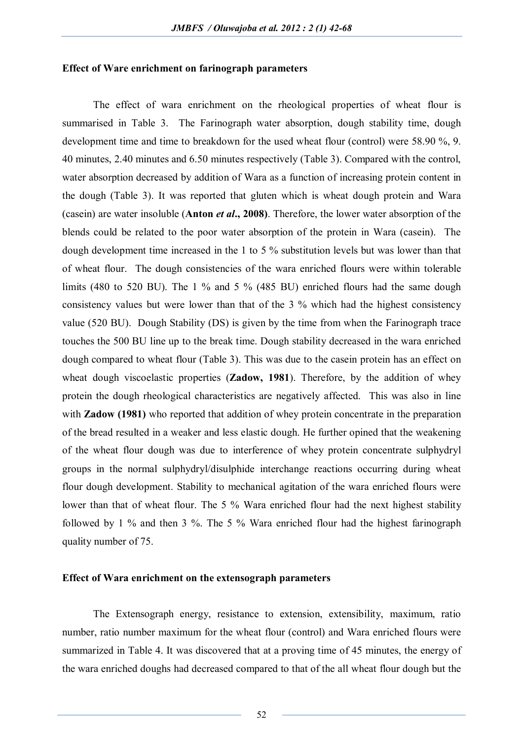**Effect of Ware enrichment on farinograph parameters**

The effect of wara enrichment on the rheological properties of wheat flour is summarised in Table 3. The Farinograph water absorption, dough stability time, dough development time and time to breakdown for the used wheat flour (control) were 58.90 %, 9. 40 minutes, 2.40 minutes and 6.50 minutes respectively (Table 3). Compared with the control, water absorption decreased by addition of Wara as a function of increasing protein content in the dough (Table 3). It was reported that gluten which is wheat dough protein and Wara (casein) are water insoluble (**Anton *et al*., 2008**). Therefore, the lower water absorption of the blends could be related to the poor water absorption of the protein in Wara (casein). The dough development time increased in the 1 to 5 % substitution levels but was lower than that of wheat flour. The dough consistencies of the wara enriched flours were within tolerable limits (480 to 520 BU). The 1 % and 5 % (485 BU) enriched flours had the same dough consistency values but were lower than that of the 3 % which had the highest consistency value (520 BU). Dough Stability (DS) is given by the time from when the Farinograph trace touches the 500 BU line up to the break time. Dough stability decreased in the wara enriched dough compared to wheat flour (Table 3). This was due to the casein protein has an effect on wheat dough viscoelastic properties (**Zadow, 1981**). Therefore, by the addition of whey protein the dough rheological characteristics are negatively affected. This was also in line with **Zadow (1981)** who reported that addition of whey protein concentrate in the preparation of the bread resulted in a weaker and less elastic dough. He further opined that the weakening of the wheat flour dough was due to interference of whey protein concentrate sulphydryl groups in the normal sulphydryl/disulphide interchange reactions occurring during wheat flour dough development. Stability to mechanical agitation of the wara enriched flours were lower than that of wheat flour. The 5 % Wara enriched flour had the next highest stability followed by 1 % and then 3 %. The 5 % Wara enriched flour had the highest farinograph quality number of 75.

**Effect of Wara enrichment on the extensograph parameters**

The Extensograph energy, resistance to extension, extensibility, maximum, ratio number, ratio number maximum for the wheat flour (control) and Wara enriched flours were summarized in Table 4. It was discovered that at a proving time of 45 minutes, the energy of the wara enriched doughs had decreased compared to that of the all wheat flour dough but the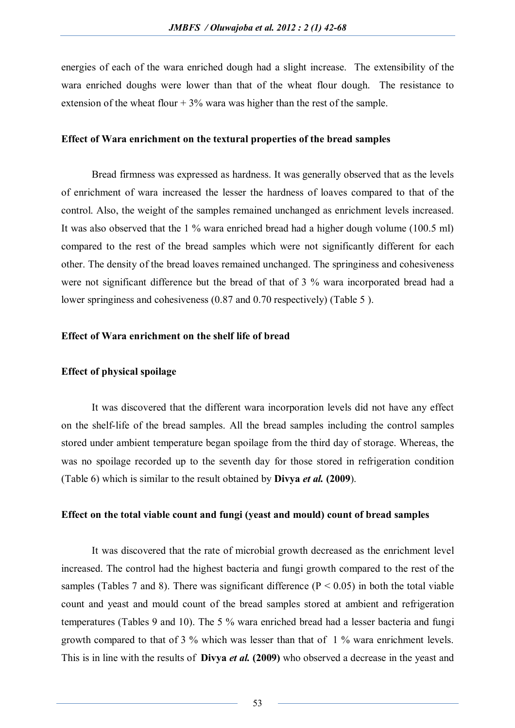energies of each of the wara enriched dough had a slight increase. The extensibility of the wara enriched doughs were lower than that of the wheat flour dough. The resistance to extension of the wheat flour + 3% wara was higher than the rest of the sample.

**Effect of Wara enrichment on the textural properties of the bread samples**

Bread firmness was expressed as hardness. It was generally observed that as the levels of enrichment of wara increased the lesser the hardness of loaves compared to that of the control. Also, the weight of the samples remained unchanged as enrichment levels increased. It was also observed that the 1 % wara enriched bread had a higher dough volume (100.5 ml) compared to the rest of the bread samples which were not significantly different for each other. The density of the bread loaves remained unchanged. The springiness and cohesiveness were not significant difference but the bread of that of 3 % wara incorporated bread had a lower springiness and cohesiveness (0.87 and 0.70 respectively) (Table 5 ).

**Effect of Wara enrichment on the shelf life of bread**

**Effect of physical spoilage**

It was discovered that the different wara incorporation levels did not have any effect on the shelf-life of the bread samples. All the bread samples including the control samples stored under ambient temperature began spoilage from the third day of storage. Whereas, the was no spoilage recorded up to the seventh day for those stored in refrigeration condition (Table 6) which is similar to the result obtained by **Divya *et al.* (2009**).

**Effect on the total viable count and fungi (yeast and mould) count of bread samples**

It was discovered that the rate of microbial growth decreased as the enrichment level increased. The control had the highest bacteria and fungi growth compared to the rest of the samples (Tables 7 and 8). There was significant difference ($P < 0.05$) in both the total viable count and yeast and mould count of the bread samples stored at ambient and refrigeration temperatures (Tables 9 and 10). The 5 % wara enriched bread had a lesser bacteria and fungi growth compared to that of 3 % which was lesser than that of 1 % wara enrichment levels. This is in line with the results of **Divya *et al.* (2009)** who observed a decrease in the yeast and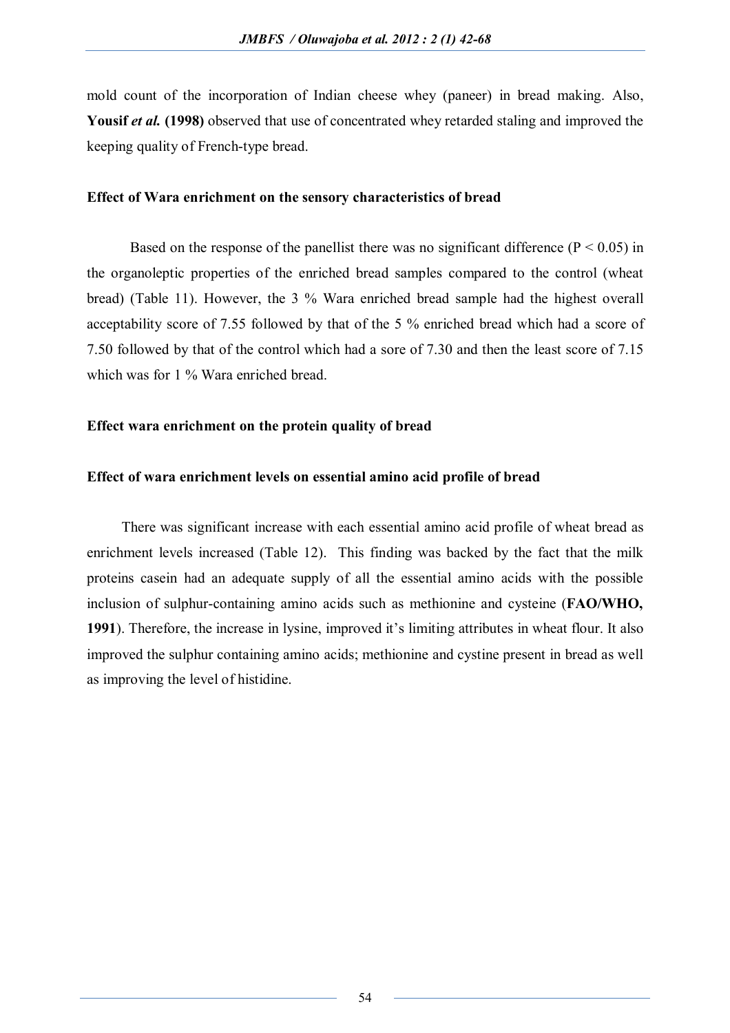mold count of the incorporation of Indian cheese whey (paneer) in bread making. Also, **Yousif *et al.* (1998)** observed that use of concentrated whey retarded staling and improved the keeping quality of French-type bread.

**Effect of Wara enrichment on the sensory characteristics of bread**

Based on the response of the panellist there was no significant difference ($P < 0.05$) in the organoleptic properties of the enriched bread samples compared to the control (wheat bread) (Table 11). However, the 3 % Wara enriched bread sample had the highest overall acceptability score of 7.55 followed by that of the 5 % enriched bread which had a score of 7.50 followed by that of the control which had a sore of 7.30 and then the least score of 7.15 which was for 1 % Wara enriched bread.

**Effect wara enrichment on the protein quality of bread**

**Effect of wara enrichment levels on essential amino acid profile of bread**

There was significant increase with each essential amino acid profile of wheat bread as enrichment levels increased (Table 12). This finding was backed by the fact that the milk proteins casein had an adequate supply of all the essential amino acids with the possible inclusion of sulphur-containing amino acids such as methionine and cysteine (**FAO/WHO, 1991**). Therefore, the increase in lysine, improved it's limiting attributes in wheat flour. It also improved the sulphur containing amino acids; methionine and cystine present in bread as well as improving the level of histidine.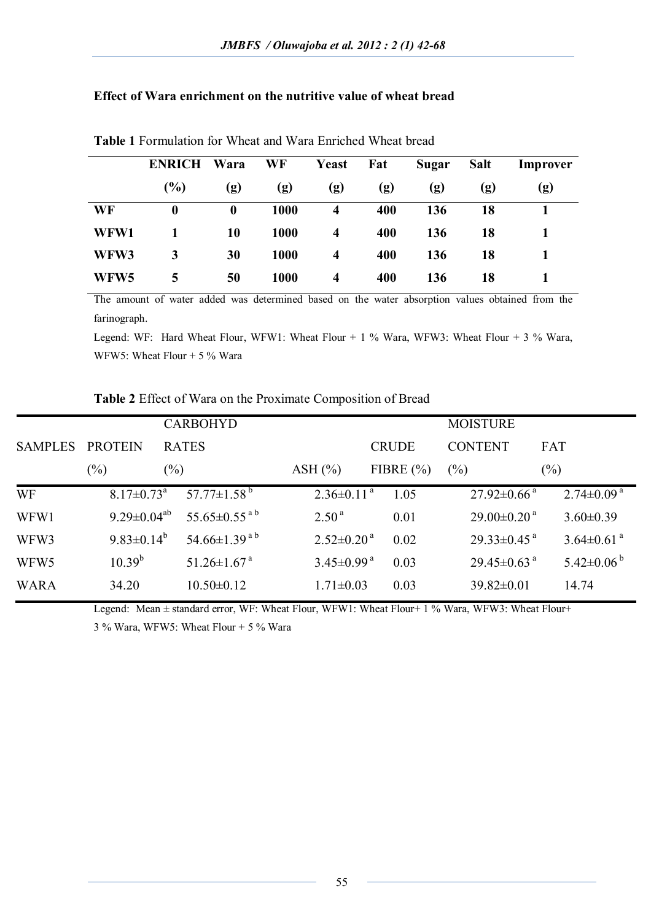**Effect of Wara enrichment on the nutritive value of wheat bread**

**Table 1** Formulation for Wheat and Wara Enriched Wheat bread

| | ENRICH (%) | Wara (g) | WF (g) | Yeast (g) | Fat (g) | Sugar (g) | Salt (g) | Improver (g) |
|---|---|---|---|---|---|---|---|---|
| **WF** | **0** | **0** | **1000** | **4** | **400** | **136** | **18** | **1** |
| **WFW1** | **1** | **10** | **1000** | **4** | **400** | **136** | **18** | **1** |
| **WFW3** | **3** | **30** | **1000** | **4** | **400** | **136** | **18** | **1** |
| **WFW5** | **5** | **50** | **1000** | **4** | **400** | **136** | **18** | **1** |

The amount of water added was determined based on the water absorption values obtained from the farinograph.

Legend: WF: Hard Wheat Flour, WFW1: Wheat Flour + 1 % Wara, WFW3: Wheat Flour + 3 % Wara, WFW5: Wheat Flour + 5 % Wara

**Table 2** Effect of Wara on the Proximate Composition of Bread

| SAMPLES | PROTEIN (%) | CARBOHYDRATES (%) | ASH (%) | CRUDE FIBRE (%) | MOISTURE CONTENT (%) | FAT (%) |
|---|---|---|---|---|---|---|
| WF | 8.17±0.73[a] | 57.77±1.58[b] | 2.36±0.11[a] | 1.05 | 27.92±0.66[a] | 2.74±0.09[a] |
| WFW1 | 9.29±0.04[ab] | 55.65±0.55[a b] | 2.50[a] | 0.01 | 29.00±0.20[a] | 3.60±0.39 |
| WFW3 | 9.83±0.14[b] | 54.66±1.39[a b] | 2.52±0.20[a] | 0.02 | 29.33±0.45[a] | 3.64±0.61[a] |
| WFW5 | 10.39[b] | 51.26±1.67[a] | 3.45±0.99[a] | 0.03 | 29.45±0.63[a] | 5.42±0.06[b] |
| WARA | 34.20 | 10.50±0.12 | 1.71±0.03 | 0.03 | 39.82±0.01 | 14.74 |

Legend: Mean ± standard error, WF: Wheat Flour, WFW1: Wheat Flour+ 1 % Wara, WFW3: Wheat Flour+ 3 % Wara, WFW5: Wheat Flour + 5 % Wara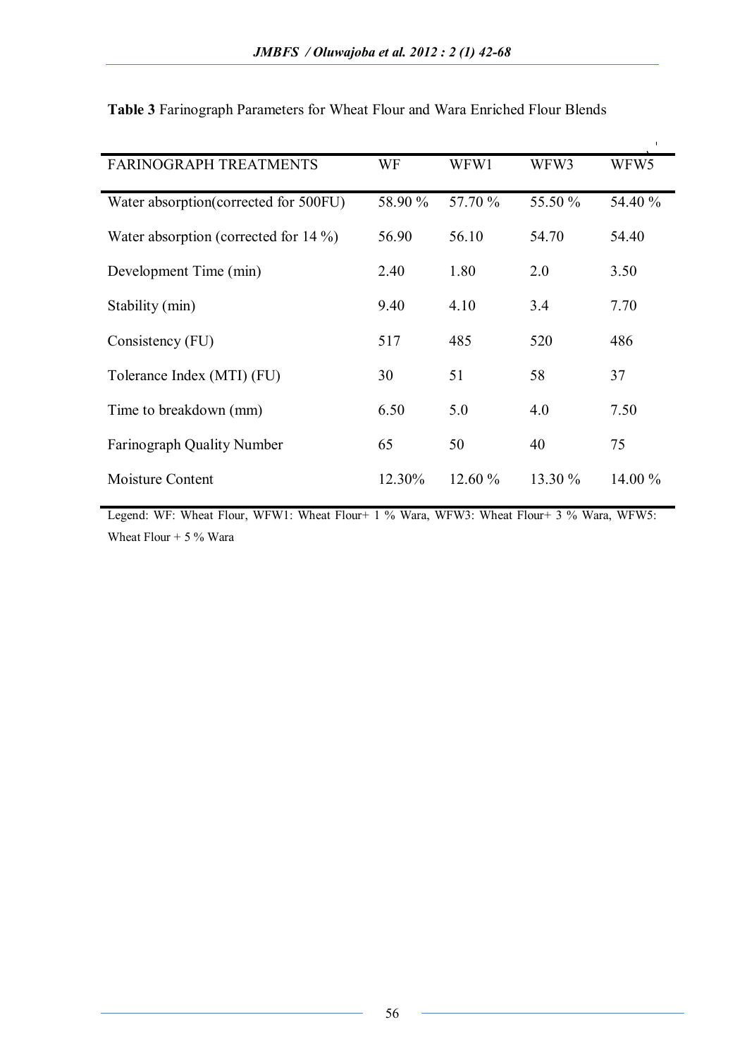**Table 3** Farinograph Parameters for Wheat Flour and Wara Enriched Flour Blends

| FARINOGRAPH TREATMENTS | WF | WFW1 | WFW3 | WFW5 |
|---|---|---|---|---|
| Water absorption(corrected for 500FU) | 58.90 % | 57.70 % | 55.50 % | 54.40 % |
| Water absorption (corrected for 14 %) | 56.90 | 56.10 | 54.70 | 54.40 |
| Development Time (min) | 2.40 | 1.80 | 2.0 | 3.50 |
| Stability (min) | 9.40 | 4.10 | 3.4 | 7.70 |
| Consistency (FU) | 517 | 485 | 520 | 486 |
| Tolerance Index (MTI) (FU) | 30 | 51 | 58 | 37 |
| Time to breakdown (mm) | 6.50 | 5.0 | 4.0 | 7.50 |
| Farinograph Quality Number | 65 | 50 | 40 | 75 |
| Moisture Content | 12.30% | 12.60 % | 13.30 % | 14.00 % |

Legend: WF: Wheat Flour, WFW1: Wheat Flour+ 1 % Wara, WFW3: Wheat Flour+ 3 % Wara, WFW5: Wheat Flour + 5 % Wara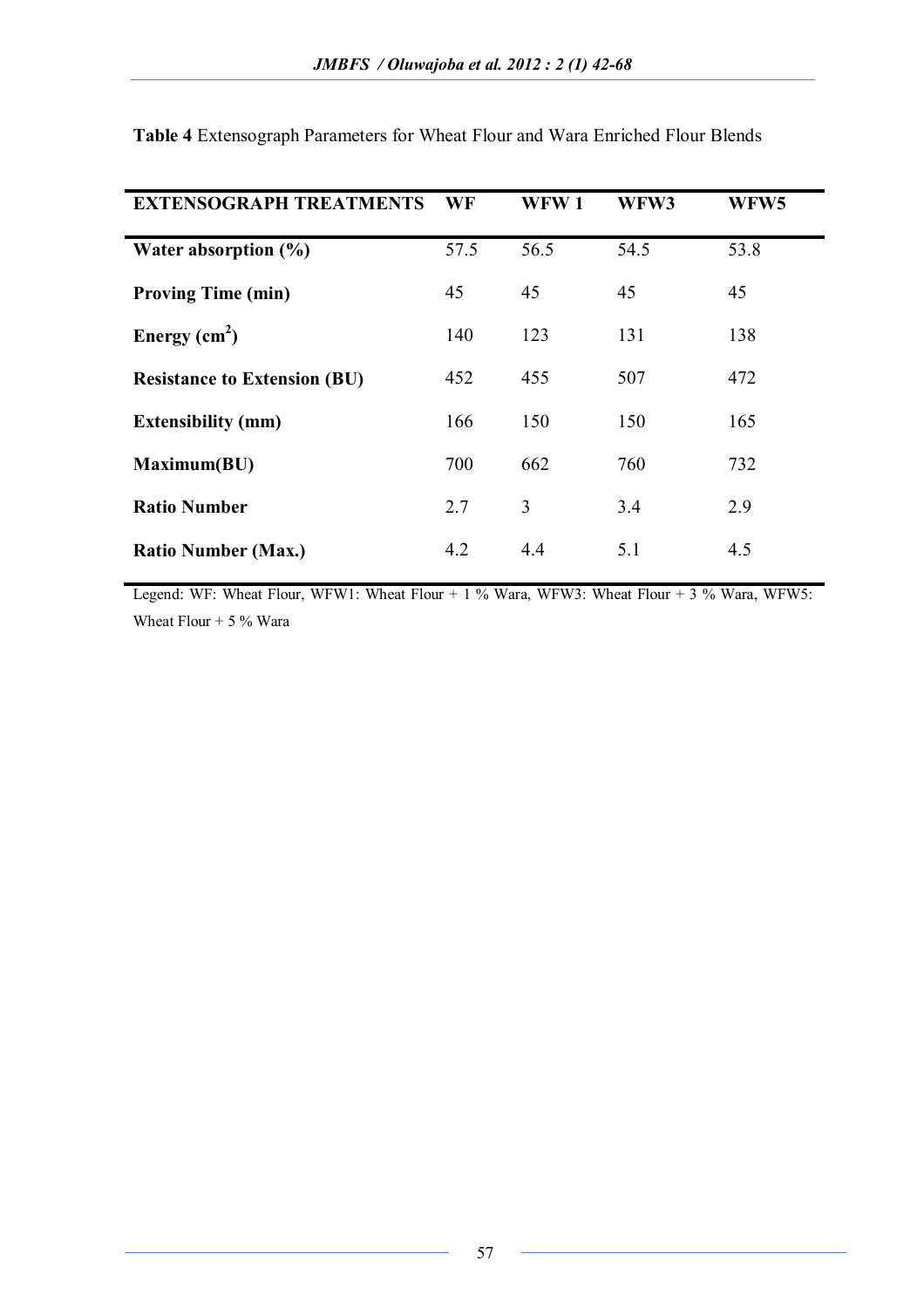**Table 4** Extensograph Parameters for Wheat Flour and Wara Enriched Flour Blends

| EXTENSOGRAPH TREATMENTS | WF | WFW 1 | WFW3 | WFW5 |
|---|---|---|---|---|
| **Water absorption (%)** | 57.5 | 56.5 | 54.5 | 53.8 |
| **Proving Time (min)** | 45 | 45 | 45 | 45 |
| **Energy ($cm^2$)** | 140 | 123 | 131 | 138 |
| **Resistance to Extension (BU)** | 452 | 455 | 507 | 472 |
| **Extensibility (mm)** | 166 | 150 | 150 | 165 |
| **Maximum(BU)** | 700 | 662 | 760 | 732 |
| **Ratio Number** | 2.7 | 3 | 3.4 | 2.9 |
| **Ratio Number (Max.)** | 4.2 | 4.4 | 5.1 | 4.5 |

Legend: WF: Wheat Flour, WFW1: Wheat Flour + 1 % Wara, WFW3: Wheat Flour + 3 % Wara, WFW5: Wheat Flour + 5 % Wara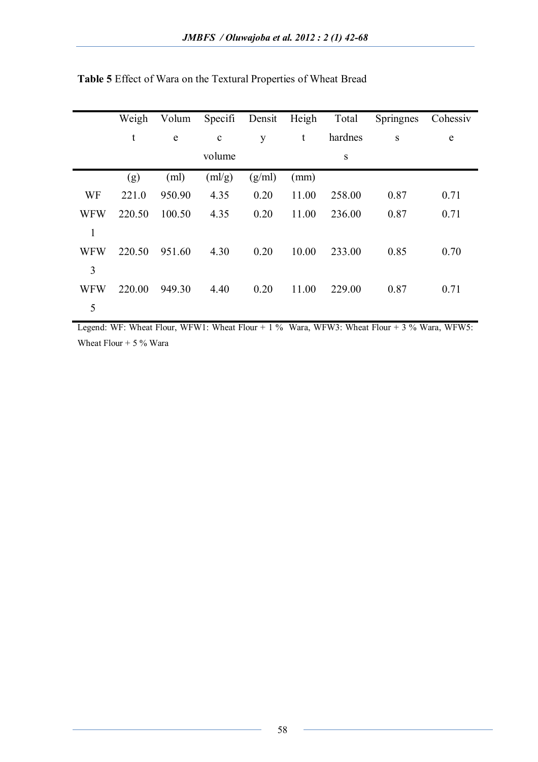**Table 5** Effect of Wara on the Textural Properties of Wheat Bread

| | Weight | Volume | Specific volume | Density | Height | Total hardness | Springness | Cohessive |
|---|---|---|---|---|---|---|---|---|
| | (g) | (ml) | (ml/g) | (g/ml) | (mm) | | | |
| WF | 221.0 | 950.90 | 4.35 | 0.20 | 11.00 | 258.00 | 0.87 | 0.71 |
| WFW1 | 220.50 | 100.50 | 4.35 | 0.20 | 11.00 | 236.00 | 0.87 | 0.71 |
| WFW3 | 220.50 | 951.60 | 4.30 | 0.20 | 10.00 | 233.00 | 0.85 | 0.70 |
| WFW5 | 220.00 | 949.30 | 4.40 | 0.20 | 11.00 | 229.00 | 0.87 | 0.71 |

Legend: WF: Wheat Flour, WFW1: Wheat Flour + 1 % Wara, WFW3: Wheat Flour + 3 % Wara, WFW5: Wheat Flour + 5 % Wara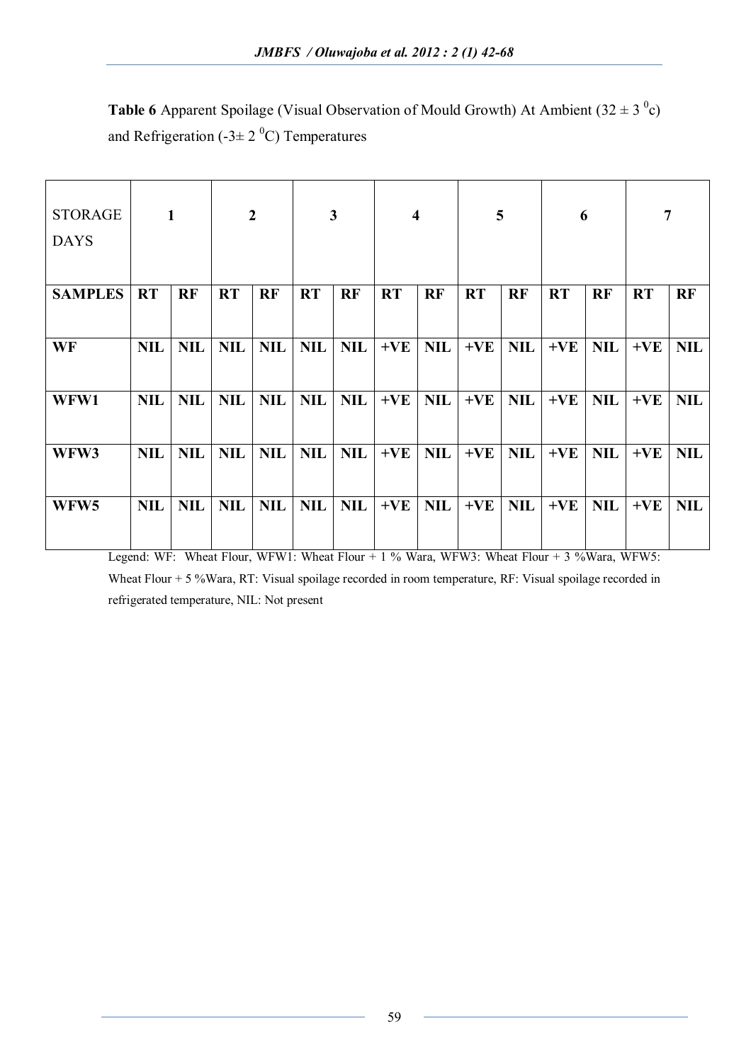**Table 6** Apparent Spoilage (Visual Observation of Mould Growth) At Ambient ($32 \pm 3\ ^0$c) and Refrigeration ($-3 \pm 2\ ^0$C) Temperatures

| STORAGE DAYS | 1 | | 2 | | 3 | | 4 | | 5 | | 6 | | 7 | |
|---|---|---|---|---|---|---|---|---|---|---|---|---|---|---|
| **SAMPLES** | **RT** | **RF** | **RT** | **RF** | **RT** | **RF** | **RT** | **RF** | **RT** | **RF** | **RT** | **RF** | **RT** | **RF** |
| **WF** | **NIL** | **NIL** | **NIL** | **NIL** | **NIL** | **NIL** | **+VE** | **NIL** | **+VE** | **NIL** | **+VE** | **NIL** | **+VE** | **NIL** |
| **WFW1** | **NIL** | **NIL** | **NIL** | **NIL** | **NIL** | **NIL** | **+VE** | **NIL** | **+VE** | **NIL** | **+VE** | **NIL** | **+VE** | **NIL** |
| **WFW3** | **NIL** | **NIL** | **NIL** | **NIL** | **NIL** | **NIL** | **+VE** | **NIL** | **+VE** | **NIL** | **+VE** | **NIL** | **+VE** | **NIL** |
| **WFW5** | **NIL** | **NIL** | **NIL** | **NIL** | **NIL** | **NIL** | **+VE** | **NIL** | **+VE** | **NIL** | **+VE** | **NIL** | **+VE** | **NIL** |

Legend: WF: Wheat Flour, WFW1: Wheat Flour + 1 % Wara, WFW3: Wheat Flour + 3 %Wara, WFW5: Wheat Flour + 5 %Wara, RT: Visual spoilage recorded in room temperature, RF: Visual spoilage recorded in refrigerated temperature, NIL: Not present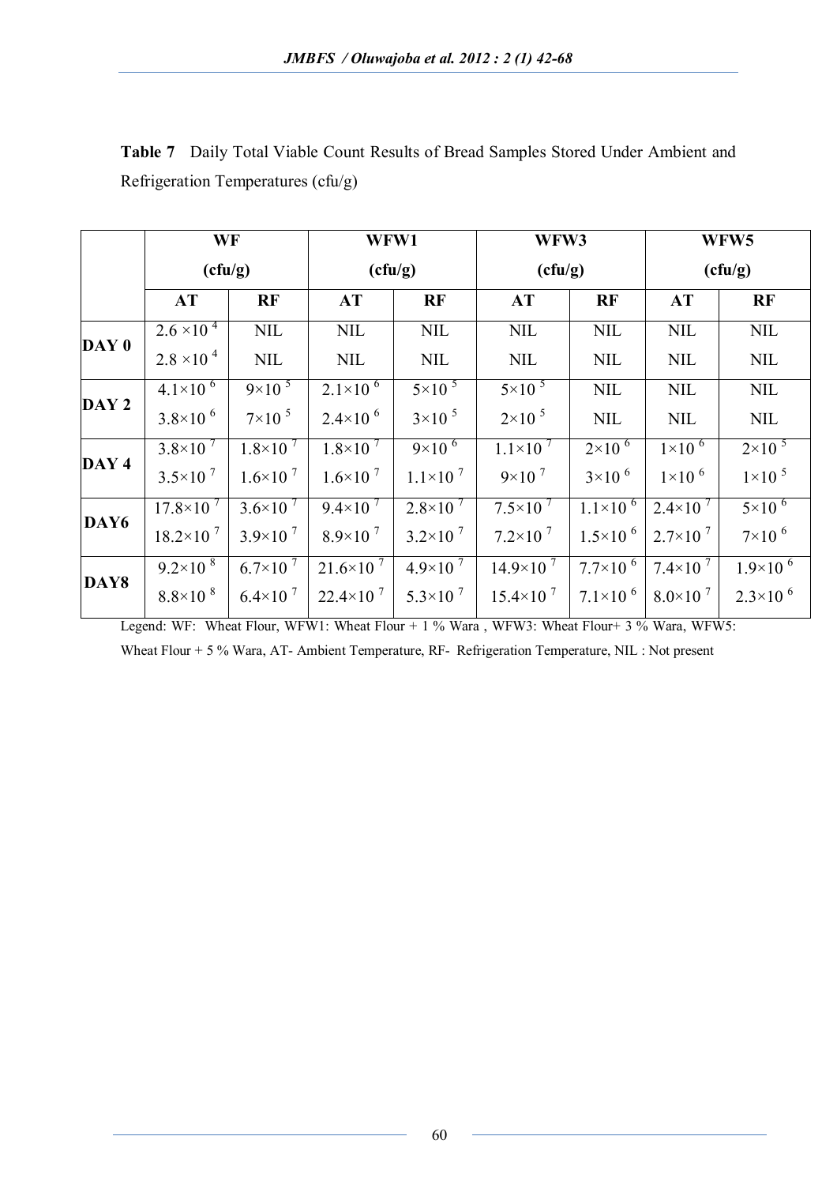**Table 7** Daily Total Viable Count Results of Bread Samples Stored Under Ambient and Refrigeration Temperatures (cfu/g)

| | WF (cfu/g) | | WFW1 (cfu/g) | | WFW3 (cfu/g) | | WFW5 (cfu/g) | |
|---|---|---|---|---|---|---|---|---|
| | **AT** | **RF** | **AT** | **RF** | **AT** | **RF** | **AT** | **RF** |
| **DAY 0** | $2.6 \times 10^4$ | NIL | NIL | NIL | NIL | NIL | NIL | NIL |
| | $2.8 \times 10^4$ | NIL | NIL | NIL | NIL | NIL | NIL | NIL |
| **DAY 2** | $4.1 \times 10^6$ | $9 \times 10^5$ | $2.1 \times 10^6$ | $5 \times 10^5$ | $5 \times 10^5$ | NIL | NIL | NIL |
| | $3.8 \times 10^6$ | $7 \times 10^5$ | $2.4 \times 10^6$ | $3 \times 10^5$ | $2 \times 10^5$ | NIL | NIL | NIL |
| **DAY 4** | $3.8 \times 10^7$ | $1.8 \times 10^7$ | $1.8 \times 10^7$ | $9 \times 10^6$ | $1.1 \times 10^7$ | $2 \times 10^6$ | $1 \times 10^6$ | $2 \times 10^5$ |
| | $3.5 \times 10^7$ | $1.6 \times 10^7$ | $1.6 \times 10^7$ | $1.1 \times 10^7$ | $9 \times 10^7$ | $3 \times 10^6$ | $1 \times 10^6$ | $1 \times 10^5$ |
| **DAY6** | $17.8 \times 10^7$ | $3.6 \times 10^7$ | $9.4 \times 10^7$ | $2.8 \times 10^7$ | $7.5 \times 10^7$ | $1.1 \times 10^6$ | $2.4 \times 10^7$ | $5 \times 10^6$ |
| | $18.2 \times 10^7$ | $3.9 \times 10^7$ | $8.9 \times 10^7$ | $3.2 \times 10^7$ | $7.2 \times 10^7$ | $1.5 \times 10^6$ | $2.7 \times 10^7$ | $7 \times 10^6$ |
| **DAY8** | $9.2 \times 10^8$ | $6.7 \times 10^7$ | $21.6 \times 10^7$ | $4.9 \times 10^7$ | $14.9 \times 10^7$ | $7.7 \times 10^6$ | $7.4 \times 10^7$ | $1.9 \times 10^6$ |
| | $8.8 \times 10^8$ | $6.4 \times 10^7$ | $22.4 \times 10^7$ | $5.3 \times 10^7$ | $15.4 \times 10^7$ | $7.1 \times 10^6$ | $8.0 \times 10^7$ | $2.3 \times 10^6$ |

Legend: WF: Wheat Flour, WFW1: Wheat Flour + 1 % Wara , WFW3: Wheat Flour+ 3 % Wara, WFW5: Wheat Flour + 5 % Wara, AT- Ambient Temperature, RF- Refrigeration Temperature, NIL : Not present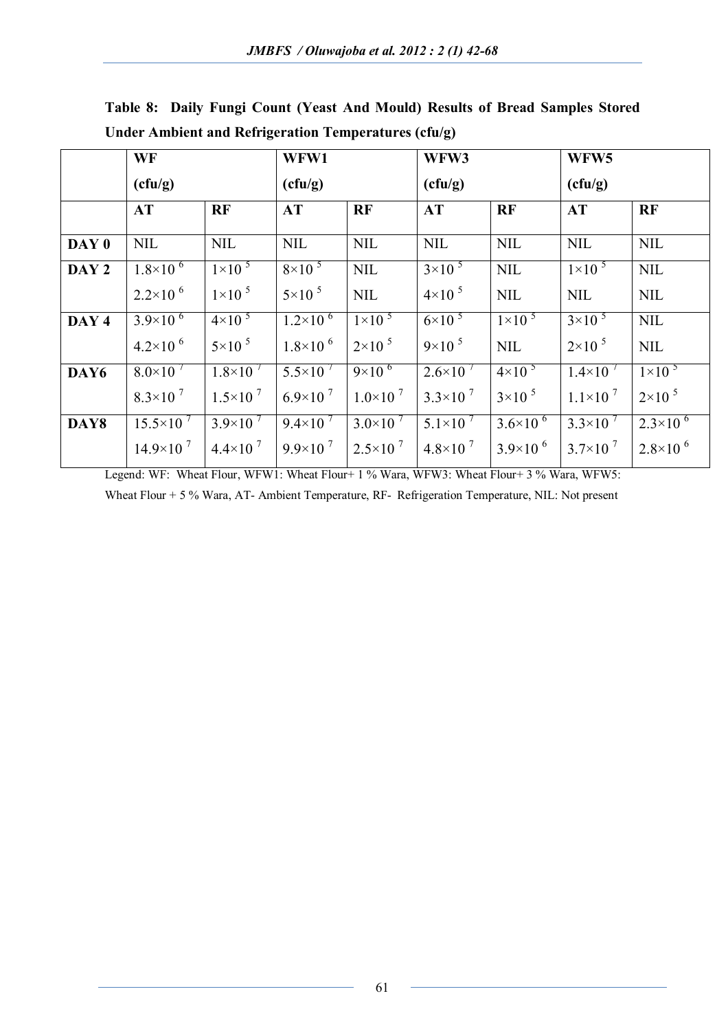**Table 8: Daily Fungi Count (Yeast And Mould) Results of Bread Samples Stored Under Ambient and Refrigeration Temperatures (cfu/g)**

| | WF (cfu/g) | | WFW1 (cfu/g) | | WFW3 (cfu/g) | | WFW5 (cfu/g) | |
|---|---|---|---|---|---|---|---|---|
| | **AT** | **RF** | **AT** | **RF** | **AT** | **RF** | **AT** | **RF** |
| **DAY 0** | NIL | NIL | NIL | NIL | NIL | NIL | NIL | NIL |
| **DAY 2** | $1.8\times10^{6}$ | $1\times10^{5}$ | $8\times10^{5}$ | NIL | $3\times10^{5}$ | NIL | $1\times10^{5}$ | NIL |
| | $2.2\times10^{6}$ | $1\times10^{5}$ | $5\times10^{5}$ | NIL | $4\times10^{5}$ | NIL | NIL | NIL |
| **DAY 4** | $3.9\times10^{6}$ | $4\times10^{5}$ | $1.2\times10^{6}$ | $1\times10^{5}$ | $6\times10^{5}$ | $1\times10^{5}$ | $3\times10^{5}$ | NIL |
| | $4.2\times10^{6}$ | $5\times10^{5}$ | $1.8\times10^{6}$ | $2\times10^{5}$ | $9\times10^{5}$ | NIL | $2\times10^{5}$ | NIL |
| **DAY6** | $8.0\times10^{7}$ | $1.8\times10^{7}$ | $5.5\times10^{7}$ | $9\times10^{6}$ | $2.6\times10^{7}$ | $4\times10^{5}$ | $1.4\times10^{7}$ | $1\times10^{5}$ |
| | $8.3\times10^{7}$ | $1.5\times10^{7}$ | $6.9\times10^{7}$ | $1.0\times10^{7}$ | $3.3\times10^{7}$ | $3\times10^{5}$ | $1.1\times10^{7}$ | $2\times10^{5}$ |
| **DAY8** | $15.5\times10^{7}$ | $3.9\times10^{7}$ | $9.4\times10^{7}$ | $3.0\times10^{7}$ | $5.1\times10^{7}$ | $3.6\times10^{6}$ | $3.3\times10^{7}$ | $2.3\times10^{6}$ |
| | $14.9\times10^{7}$ | $4.4\times10^{7}$ | $9.9\times10^{7}$ | $2.5\times10^{7}$ | $4.8\times10^{7}$ | $3.9\times10^{6}$ | $3.7\times10^{7}$ | $2.8\times10^{6}$ |

Legend: WF: Wheat Flour, WFW1: Wheat Flour+ 1 % Wara, WFW3: Wheat Flour+ 3 % Wara, WFW5: Wheat Flour + 5 % Wara, AT- Ambient Temperature, RF- Refrigeration Temperature, NIL: Not present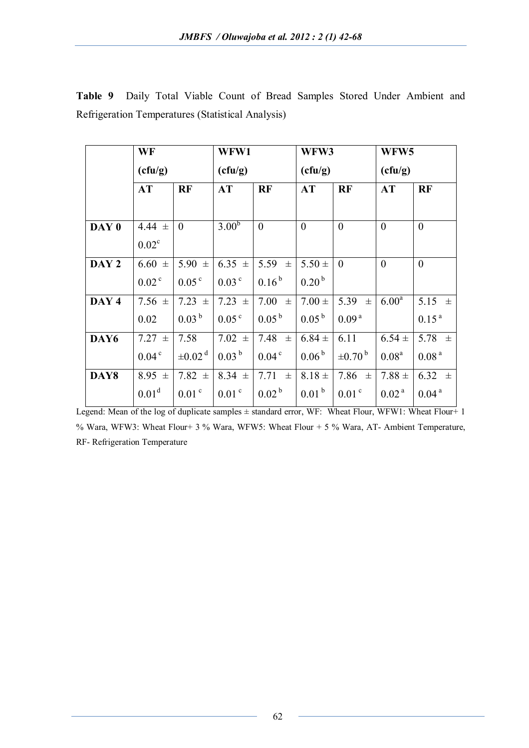**Table 9** Daily Total Viable Count of Bread Samples Stored Under Ambient and Refrigeration Temperatures (Statistical Analysis)

| | WF (cfu/g) | | WFW1 (cfu/g) | | WFW3 (cfu/g) | | WFW5 (cfu/g) | |
|---|---|---|---|---|---|---|---|---|
| | AT | RF | AT | RF | AT | RF | AT | RF |
| DAY 0 | 4.44 ± 0.02[c] | 0 | 3.00[b] | 0 | 0 | 0 | 0 | 0 |
| DAY 2 | 6.60 ± 0.02[c] | 5.90 ± 0.05[c] | 6.35 ± 0.03[c] | 5.59 ± 0.16[b] | 5.50 ± 0.20[b] | 0 | 0 | 0 |
| DAY 4 | 7.56 ± 0.02 | 7.23 ± 0.03[b] | 7.23 ± 0.05[c] | 7.00 ± 0.05[b] | 7.00 ± 0.05[b] | 5.39 ± 0.09[a] | 6.00[a] | 5.15 ± 0.15[a] |
| DAY6 | 7.27 ± 0.04[c] | 7.58 ±0.02[d] | 7.02 ± 0.03[b] | 7.48 ± 0.04[c] | 6.84 ± 0.06[b] | 6.11 ±0.70[b] | 6.54 ± 0.08[a] | 5.78 ± 0.08[a] |
| DAY8 | 8.95 ± 0.01[d] | 7.82 ± 0.01[c] | 8.34 ± 0.01[c] | 7.71 ± 0.02[b] | 8.18 ± 0.01[b] | 7.86 ± 0.01[c] | 7.88 ± 0.02[a] | 6.32 ± 0.04[a] |

Legend: Mean of the log of duplicate samples ± standard error, WF: Wheat Flour, WFW1: Wheat Flour+ 1 % Wara, WFW3: Wheat Flour+ 3 % Wara, WFW5: Wheat Flour + 5 % Wara, AT- Ambient Temperature, RF- Refrigeration Temperature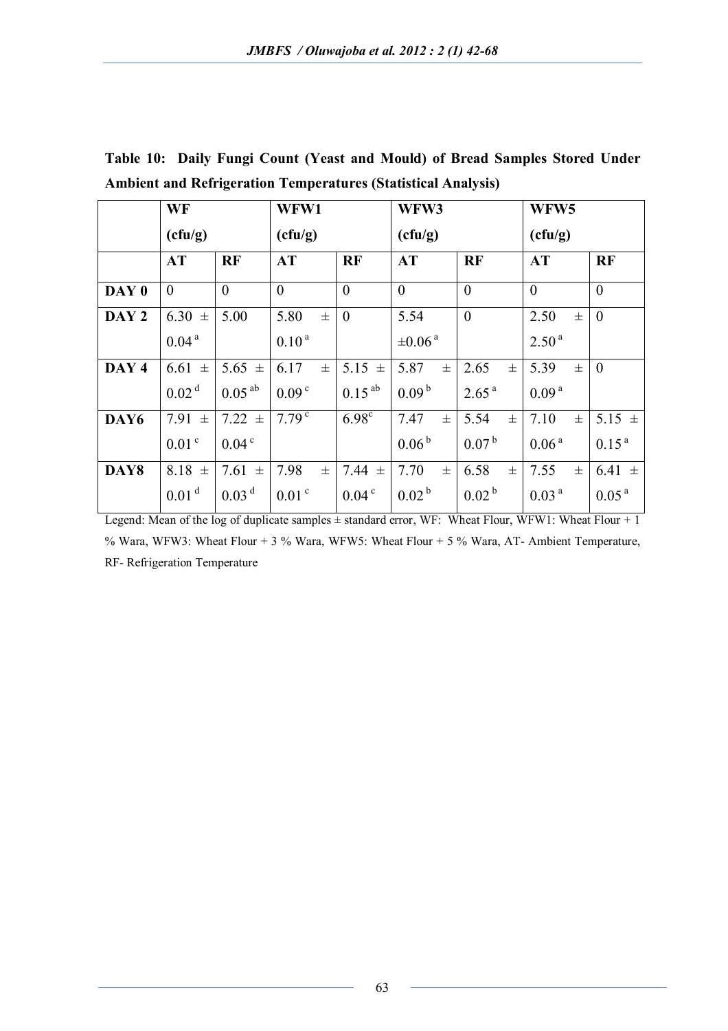**Table 10: Daily Fungi Count (Yeast and Mould) of Bread Samples Stored Under Ambient and Refrigeration Temperatures (Statistical Analysis)**

| | WF (cfu/g) | | WFW1 (cfu/g) | | WFW3 (cfu/g) | | WFW5 (cfu/g) | |
|---|---|---|---|---|---|---|---|---|
| | **AT** | **RF** | **AT** | **RF** | **AT** | **RF** | **AT** | **RF** |
| **DAY 0** | 0 | 0 | 0 | 0 | 0 | 0 | 0 | 0 |
| **DAY 2** | 6.30 ± 0.04 [a] | 5.00 | 5.80 ± 0.10 [a] | 0 | 5.54 ±0.06 [a] | 0 | 2.50 ± 2.50 [a] | 0 |
| **DAY 4** | 6.61 ± 0.02 [d] | 5.65 ± 0.05 [ab] | 6.17 ± 0.09 [c] | 5.15 ± 0.15 [ab] | 5.87 ± 0.09 [b] | 2.65 ± 2.65 [a] | 5.39 ± 0.09 [a] | 0 |
| **DAY6** | 7.91 ± 0.01 [c] | 7.22 ± 0.04 [c] | 7.79 [c] | 6.98 [c] | 7.47 ± 0.06 [b] | 5.54 ± 0.07 [b] | 7.10 ± 0.06 [a] | 5.15 ± 0.15 [a] |
| **DAY8** | 8.18 ± 0.01 [d] | 7.61 ± 0.03 [d] | 7.98 ± 0.01 [c] | 7.44 ± 0.04 [c] | 7.70 ± 0.02 [b] | 6.58 ± 0.02 [b] | 7.55 ± 0.03 [a] | 6.41 ± 0.05 [a] |

Legend: Mean of the log of duplicate samples ± standard error, WF: Wheat Flour, WFW1: Wheat Flour + 1 % Wara, WFW3: Wheat Flour + 3 % Wara, WFW5: Wheat Flour + 5 % Wara, AT- Ambient Temperature, RF- Refrigeration Temperature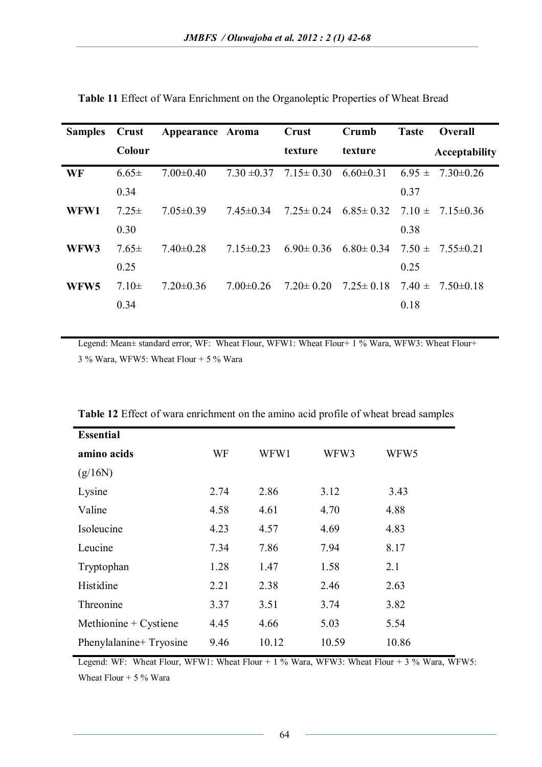**Table 11** Effect of Wara Enrichment on the Organoleptic Properties of Wheat Bread

| Samples | Crust Colour | Appearance | Aroma | Crust texture | Crumb texture | Taste | Overall Acceptability |
|---|---|---|---|---|---|---|---|
| **WF** | 6.65± 0.34 | 7.00±0.40 | 7.30 ±0.37 | 7.15± 0.30 | 6.60±0.31 | 6.95 ± 0.37 | 7.30±0.26 |
| **WFW1** | 7.25± 0.30 | 7.05±0.39 | 7.45±0.34 | 7.25± 0.24 | 6.85± 0.32 | 7.10 ± 0.38 | 7.15±0.36 |
| **WFW3** | 7.65± 0.25 | 7.40±0.28 | 7.15±0.23 | 6.90± 0.36 | 6.80± 0.34 | 7.50 ± 0.25 | 7.55±0.21 |
| **WFW5** | 7.10± 0.34 | 7.20±0.36 | 7.00±0.26 | 7.20± 0.20 | 7.25± 0.18 | 7.40 ± 0.18 | 7.50±0.18 |

Legend: Mean± standard error, WF: Wheat Flour, WFW1: Wheat Flour+ 1 % Wara, WFW3: Wheat Flour+ 3 % Wara, WFW5: Wheat Flour + 5 % Wara

**Table 12** Effect of wara enrichment on the amino acid profile of wheat bread samples

| **Essential amino acids** (g/16N) | WF | WFW1 | WFW3 | WFW5 |
|---|---|---|---|---|
| Lysine | 2.74 | 2.86 | 3.12 | 3.43 |
| Valine | 4.58 | 4.61 | 4.70 | 4.88 |
| Isoleucine | 4.23 | 4.57 | 4.69 | 4.83 |
| Leucine | 7.34 | 7.86 | 7.94 | 8.17 |
| Tryptophan | 1.28 | 1.47 | 1.58 | 2.1 |
| Histidine | 2.21 | 2.38 | 2.46 | 2.63 |
| Threonine | 3.37 | 3.51 | 3.74 | 3.82 |
| Methionine + Cystiene | 4.45 | 4.66 | 5.03 | 5.54 |
| Phenylalanine+ Tryosine | 9.46 | 10.12 | 10.59 | 10.86 |

Legend: WF: Wheat Flour, WFW1: Wheat Flour + 1 % Wara, WFW3: Wheat Flour + 3 % Wara, WFW5: Wheat Flour + 5 % Wara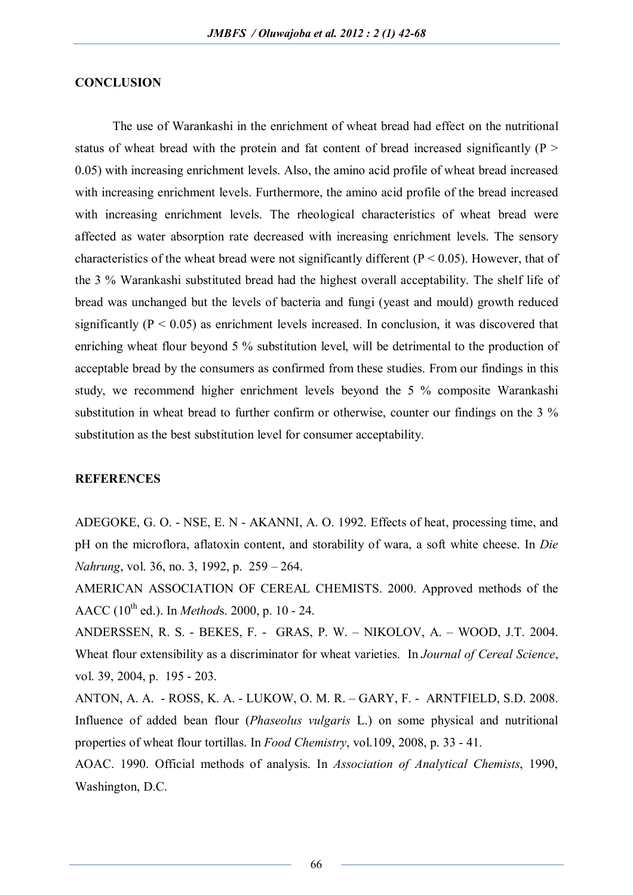## CONCLUSION

The use of Warankashi in the enrichment of wheat bread had effect on the nutritional status of wheat bread with the protein and fat content of bread increased significantly ($P > 0.05$) with increasing enrichment levels. Also, the amino acid profile of wheat bread increased with increasing enrichment levels. Furthermore, the amino acid profile of the bread increased with increasing enrichment levels. The rheological characteristics of wheat bread were affected as water absorption rate decreased with increasing enrichment levels. The sensory characteristics of the wheat bread were not significantly different ($P < 0.05$). However, that of the 3 % Warankashi substituted bread had the highest overall acceptability. The shelf life of bread was unchanged but the levels of bacteria and fungi (yeast and mould) growth reduced significantly ($P < 0.05$) as enrichment levels increased. In conclusion, it was discovered that enriching wheat flour beyond 5 % substitution level, will be detrimental to the production of acceptable bread by the consumers as confirmed from these studies. From our findings in this study, we recommend higher enrichment levels beyond the 5 % composite Warankashi substitution in wheat bread to further confirm or otherwise, counter our findings on the 3 % substitution as the best substitution level for consumer acceptability.

## REFERENCES

ADEGOKE, G. O. - NSE, E. N - AKANNI, A. O. 1992. Effects of heat, processing time, and pH on the microflora, aflatoxin content, and storability of wara, a soft white cheese. In *Die Nahrung*, vol. 36, no. 3, 1992, p. 259 – 264.

AMERICAN ASSOCIATION OF CEREAL CHEMISTS. 2000. Approved methods of the AACC ($10^{th}$ ed.). In *Method*s. 2000, p. 10 - 24.

ANDERSSEN, R. S. - BEKES, F. - GRAS, P. W. – NIKOLOV, A. – WOOD, J.T. 2004. Wheat flour extensibility as a discriminator for wheat varieties. In *Journal of Cereal Science*, vol. 39, 2004, p. 195 - 203.

ANTON, A. A. - ROSS, K. A. - LUKOW, O. M. R. – GARY, F. - ARNTFIELD, S.D. 2008. Influence of added bean flour (*Phaseolus vulgaris* L.) on some physical and nutritional properties of wheat flour tortillas. In *Food Chemistry*, vol.109, 2008, p. 33 - 41.

AOAC. 1990. Official methods of analysis. In *Association of Analytical Chemists*, 1990, Washington, D.C.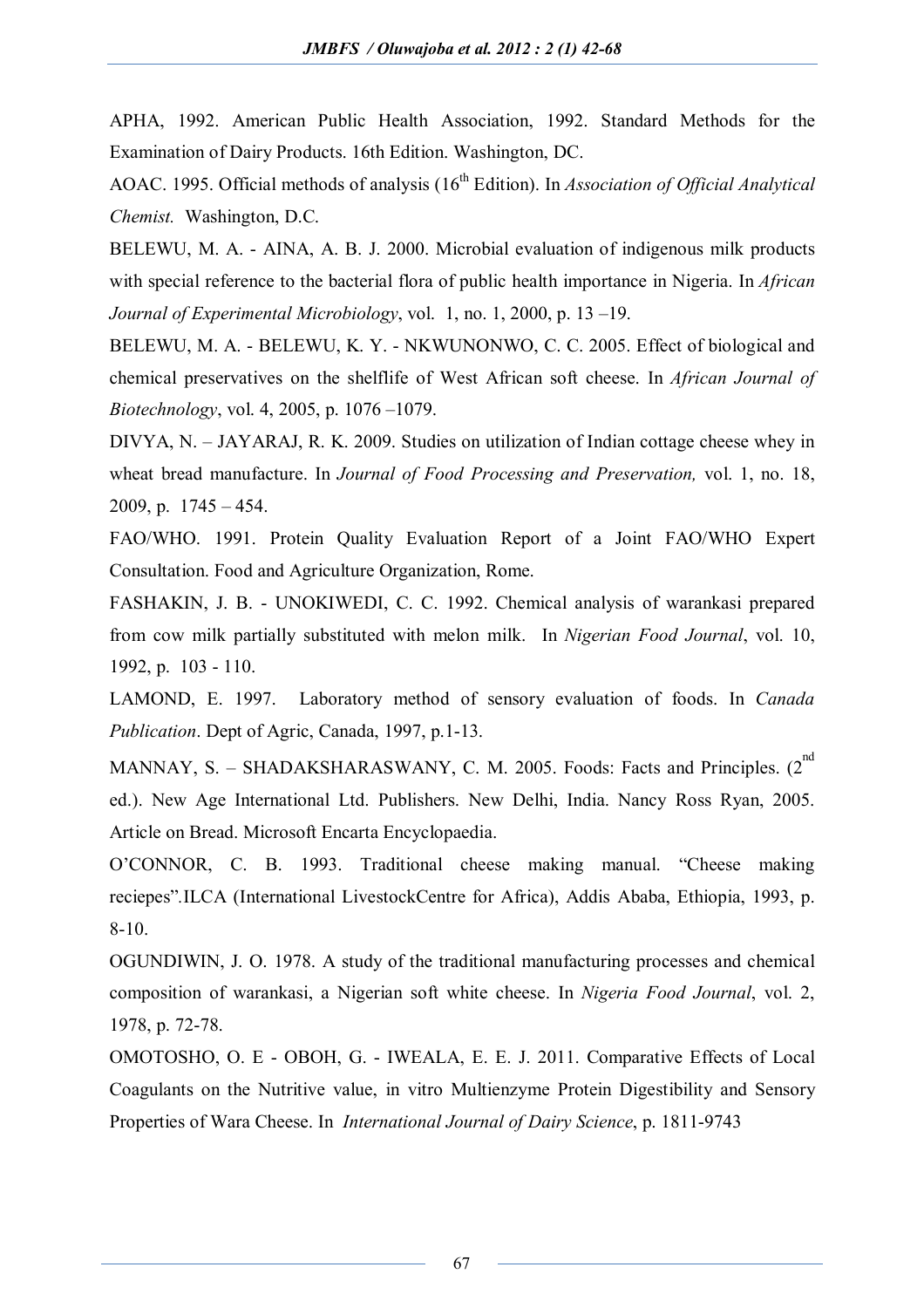APHA, 1992. American Public Health Association, 1992. Standard Methods for the Examination of Dairy Products. 16th Edition. Washington, DC.

AOAC. 1995. Official methods of analysis (16th Edition). In *Association of Official Analytical Chemist.* Washington, D.C.

BELEWU, M. A. - AINA, A. B. J. 2000. Microbial evaluation of indigenous milk products with special reference to the bacterial flora of public health importance in Nigeria. In *African Journal of Experimental Microbiology*, vol. 1, no. 1, 2000, p. 13 –19.

BELEWU, M. A. - BELEWU, K. Y. - NKWUNONWO, C. C. 2005. Effect of biological and chemical preservatives on the shelflife of West African soft cheese. In *African Journal of Biotechnology*, vol. 4, 2005, p. 1076 –1079.

DIVYA, N. – JAYARAJ, R. K. 2009. Studies on utilization of Indian cottage cheese whey in wheat bread manufacture. In *Journal of Food Processing and Preservation,* vol. 1, no. 18, 2009, p. 1745 – 454.

FAO/WHO. 1991. Protein Quality Evaluation Report of a Joint FAO/WHO Expert Consultation. Food and Agriculture Organization, Rome.

FASHAKIN, J. B. - UNOKIWEDI, C. C. 1992. Chemical analysis of warankasi prepared from cow milk partially substituted with melon milk. In *Nigerian Food Journal*, vol. 10, 1992, p. 103 - 110.

LAMOND, E. 1997. Laboratory method of sensory evaluation of foods. In *Canada Publication*. Dept of Agric, Canada, 1997, p.1-13.

MANNAY, S. – SHADAKSHARASWANY, C. M. 2005. Foods: Facts and Principles. (2nd ed.). New Age International Ltd. Publishers. New Delhi, India. Nancy Ross Ryan, 2005. Article on Bread. Microsoft Encarta Encyclopaedia.

O'CONNOR, C. B. 1993. Traditional cheese making manual. "Cheese making reciepes".ILCA (International LivestockCentre for Africa), Addis Ababa, Ethiopia, 1993, p. 8-10.

OGUNDIWIN, J. O. 1978. A study of the traditional manufacturing processes and chemical composition of warankasi, a Nigerian soft white cheese. In *Nigeria Food Journal*, vol. 2, 1978, p. 72-78.

OMOTOSHO, O. E - OBOH, G. - IWEALA, E. E. J. 2011. Comparative Effects of Local Coagulants on the Nutritive value, in vitro Multienzyme Protein Digestibility and Sensory Properties of Wara Cheese. In *International Journal of Dairy Science*, p. 1811-9743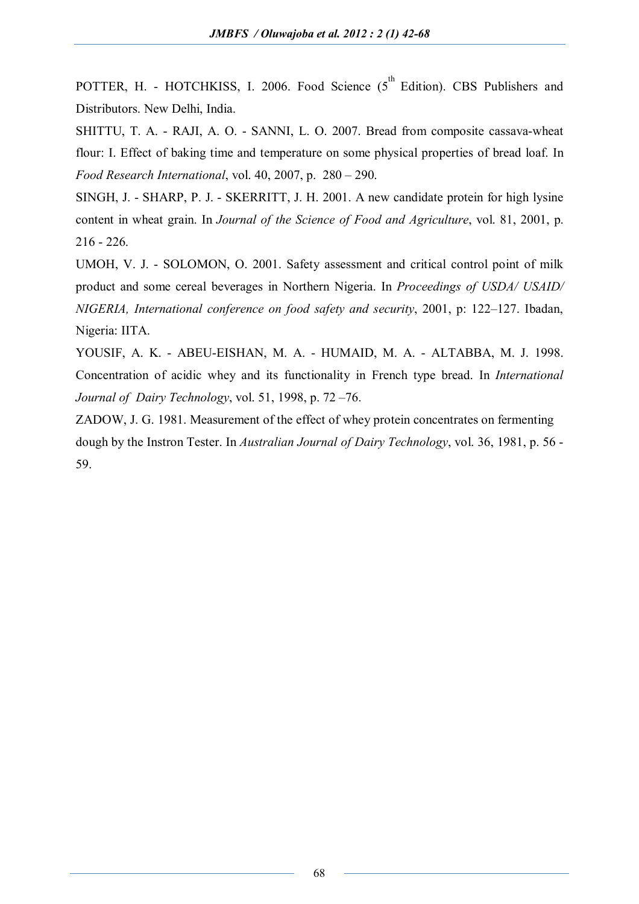POTTER, H. - HOTCHKISS, I. 2006. Food Science ($5^{th}$ Edition). CBS Publishers and Distributors. New Delhi, India.

SHITTU, T. A. - RAJI, A. O. - SANNI, L. O. 2007. Bread from composite cassava-wheat flour: I. Effect of baking time and temperature on some physical properties of bread loaf. In *Food Research International*, vol. 40, 2007, p. 280 – 290.

SINGH, J. - SHARP, P. J. - SKERRITT, J. H. 2001. A new candidate protein for high lysine content in wheat grain. In *Journal of the Science of Food and Agriculture*, vol. 81, 2001, p. 216 - 226.

UMOH, V. J. - SOLOMON, O. 2001. Safety assessment and critical control point of milk product and some cereal beverages in Northern Nigeria. In *Proceedings of USDA/ USAID/ NIGERIA, International conference on food safety and security*, 2001, p: 122–127. Ibadan, Nigeria: IITA.

YOUSIF, A. K. - ABEU-EISHAN, M. A. - HUMAID, M. A. - ALTABBA, M. J. 1998. Concentration of acidic whey and its functionality in French type bread. In *International Journal of Dairy Technology*, vol. 51, 1998, p. 72 –76.

ZADOW, J. G. 1981. Measurement of the effect of whey protein concentrates on fermenting dough by the Instron Tester. In *Australian Journal of Dairy Technology*, vol. 36, 1981, p. 56 - 59.